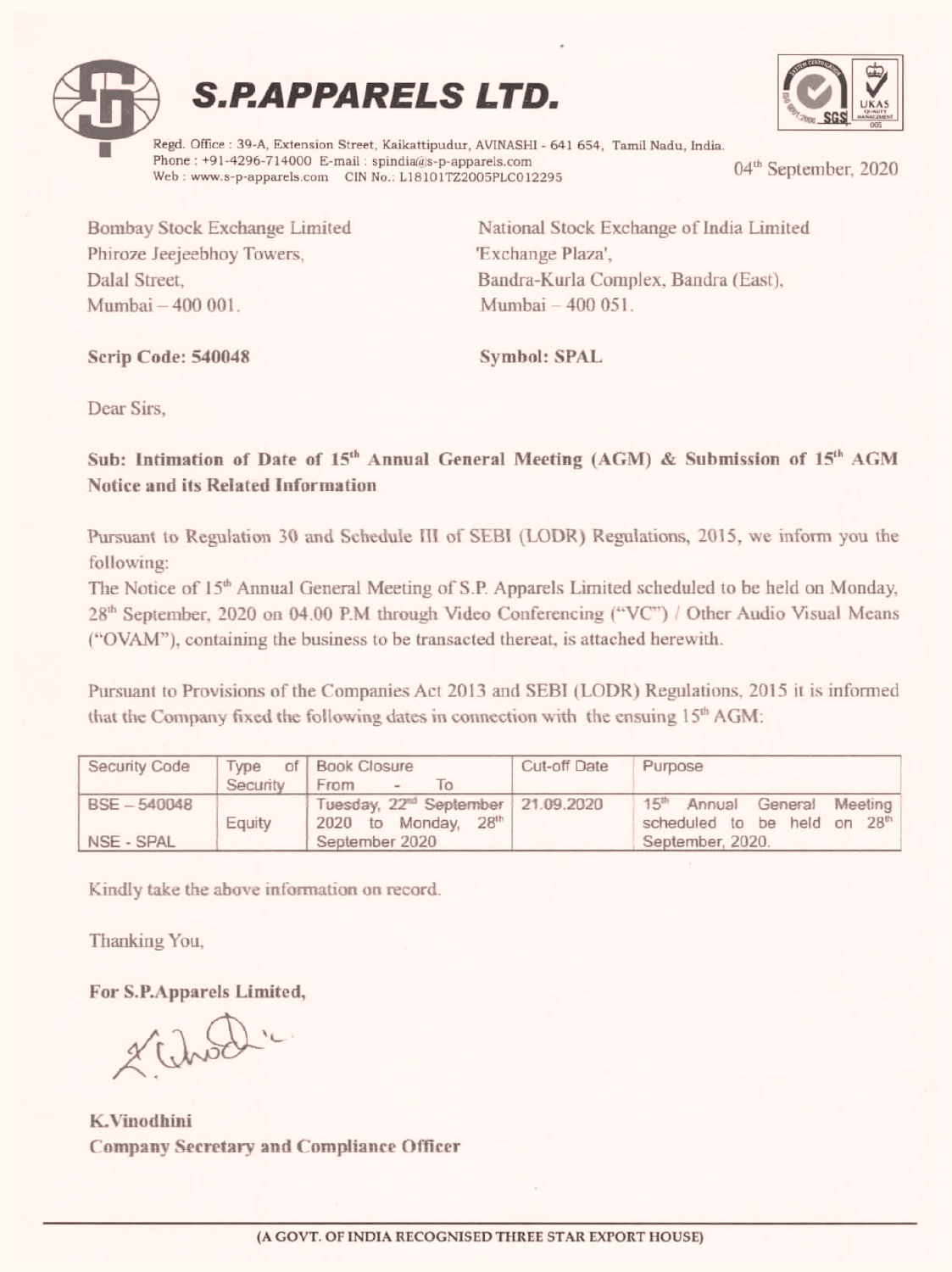# S.P.APPARELS LTD.

Regd. Office : 39-A, Extension Street, Kaikattipudur, AVINASHI - 641 654, Tamil Nadu, India.
Phone : +91-4296-714000 E-mail : spindia@s-p-apparels.com
Web : www.s-p-apparels.com CIN No.: L18101TZ2005PLC012295

04th September, 2020

Bombay Stock Exchange Limited
Phiroze Jeejeebhoy Towers,
Dalal Street,
Mumbai – 400 001.

**Scrip Code: 540048**

National Stock Exchange of India Limited
'Exchange Plaza',
Bandra-Kurla Complex, Bandra (East),
Mumbai – 400 051.

**Symbol: SPAL**

Dear Sirs,

**Sub: Intimation of Date of 15th Annual General Meeting (AGM) & Submission of 15th AGM Notice and its Related Information**

Pursuant to Regulation 30 and Schedule III of SEBI (LODR) Regulations, 2015, we inform you the following:

The Notice of 15th Annual General Meeting of S.P. Apparels Limited scheduled to be held on Monday, 28th September, 2020 on 04.00 P.M through Video Conferencing ("VC") / Other Audio Visual Means ("OVAM"), containing the business to be transacted thereat, is attached herewith.

Pursuant to Provisions of the Companies Act 2013 and SEBI (LODR) Regulations, 2015 it is informed that the Company fixed the following dates in connection with the ensuing 15th AGM:

| Security Code | Type of Security | Book Closure From - To | Cut-off Date | Purpose |
|---|---|---|---|---|
| BSE – 540048 NSE - SPAL | Equity | Tuesday, 22nd September 2020 to Monday, 28th September 2020 | 21.09.2020 | 15th Annual General Meeting scheduled to be held on 28th September, 2020. |

Kindly take the above information on record.

Thanking You,

**For S.P.Apparels Limited,**

**K.Vinodhini**
**Company Secretary and Compliance Officer**

(A GOVT. OF INDIA RECOGNISED THREE STAR EXPORT HOUSE)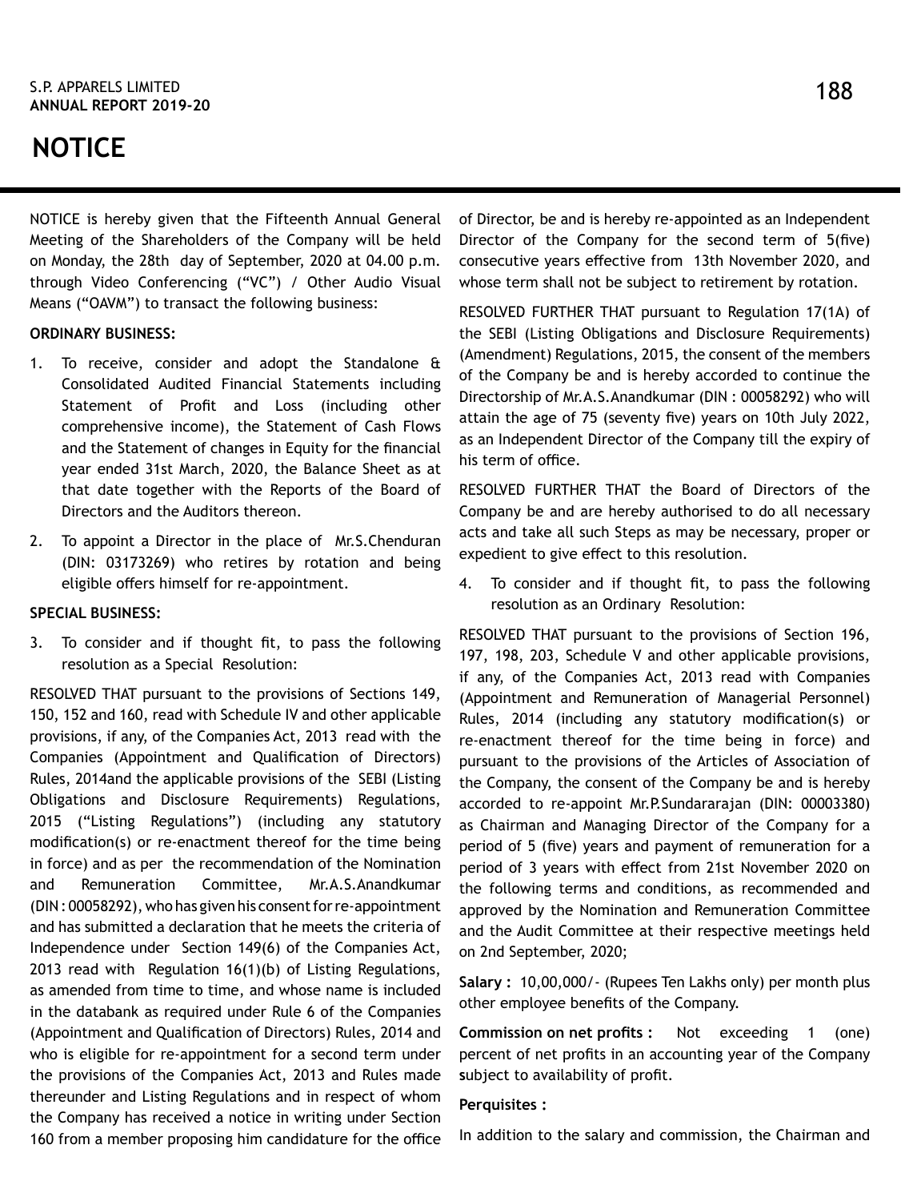# NOTICE

NOTICE is hereby given that the Fifteenth Annual General Meeting of the Shareholders of the Company will be held on Monday, the 28th day of September, 2020 at 04.00 p.m. through Video Conferencing ("VC") / Other Audio Visual Means ("OAVM") to transact the following business:

**ORDINARY BUSINESS:**

1. To receive, consider and adopt the Standalone & Consolidated Audited Financial Statements including Statement of Profit and Loss (including other comprehensive income), the Statement of Cash Flows and the Statement of changes in Equity for the financial year ended 31st March, 2020, the Balance Sheet as at that date together with the Reports of the Board of Directors and the Auditors thereon.
2. To appoint a Director in the place of Mr.S.Chenduran (DIN: 03173269) who retires by rotation and being eligible offers himself for re-appointment.

**SPECIAL BUSINESS:**

3. To consider and if thought fit, to pass the following resolution as a Special Resolution:

RESOLVED THAT pursuant to the provisions of Sections 149, 150, 152 and 160, read with Schedule IV and other applicable provisions, if any, of the Companies Act, 2013 read with the Companies (Appointment and Qualification of Directors) Rules, 2014and the applicable provisions of the SEBI (Listing Obligations and Disclosure Requirements) Regulations, 2015 ("Listing Regulations") (including any statutory modification(s) or re-enactment thereof for the time being in force) and as per the recommendation of the Nomination and Remuneration Committee, Mr.A.S.Anandkumar (DIN : 00058292), who has given his consent for re-appointment and has submitted a declaration that he meets the criteria of Independence under Section 149(6) of the Companies Act, 2013 read with Regulation 16(1)(b) of Listing Regulations, as amended from time to time, and whose name is included in the databank as required under Rule 6 of the Companies (Appointment and Qualification of Directors) Rules, 2014 and who is eligible for re-appointment for a second term under the provisions of the Companies Act, 2013 and Rules made thereunder and Listing Regulations and in respect of whom the Company has received a notice in writing under Section 160 from a member proposing him candidature for the office of Director, be and is hereby re-appointed as an Independent Director of the Company for the second term of 5(five) consecutive years effective from 13th November 2020, and whose term shall not be subject to retirement by rotation.

RESOLVED FURTHER THAT pursuant to Regulation 17(1A) of the SEBI (Listing Obligations and Disclosure Requirements) (Amendment) Regulations, 2015, the consent of the members of the Company be and is hereby accorded to continue the Directorship of Mr.A.S.Anandkumar (DIN : 00058292) who will attain the age of 75 (seventy five) years on 10th July 2022, as an Independent Director of the Company till the expiry of his term of office.

RESOLVED FURTHER THAT the Board of Directors of the Company be and are hereby authorised to do all necessary acts and take all such Steps as may be necessary, proper or expedient to give effect to this resolution.

4. To consider and if thought fit, to pass the following resolution as an Ordinary Resolution:

RESOLVED THAT pursuant to the provisions of Section 196, 197, 198, 203, Schedule V and other applicable provisions, if any, of the Companies Act, 2013 read with Companies (Appointment and Remuneration of Managerial Personnel) Rules, 2014 (including any statutory modification(s) or re-enactment thereof for the time being in force) and pursuant to the provisions of the Articles of Association of the Company, the consent of the Company be and is hereby accorded to re-appoint Mr.P.Sundararajan (DIN: 00003380) as Chairman and Managing Director of the Company for a period of 5 (five) years and payment of remuneration for a period of 3 years with effect from 21st November 2020 on the following terms and conditions, as recommended and approved by the Nomination and Remuneration Committee and the Audit Committee at their respective meetings held on 2nd September, 2020;

**Salary :** 10,00,000/- (Rupees Ten Lakhs only) per month plus other employee benefits of the Company.

**Commission on net profits :** Not exceeding 1 (one) percent of net profits in an accounting year of the Company subject to availability of profit.

**Perquisites :**

In addition to the salary and commission, the Chairman and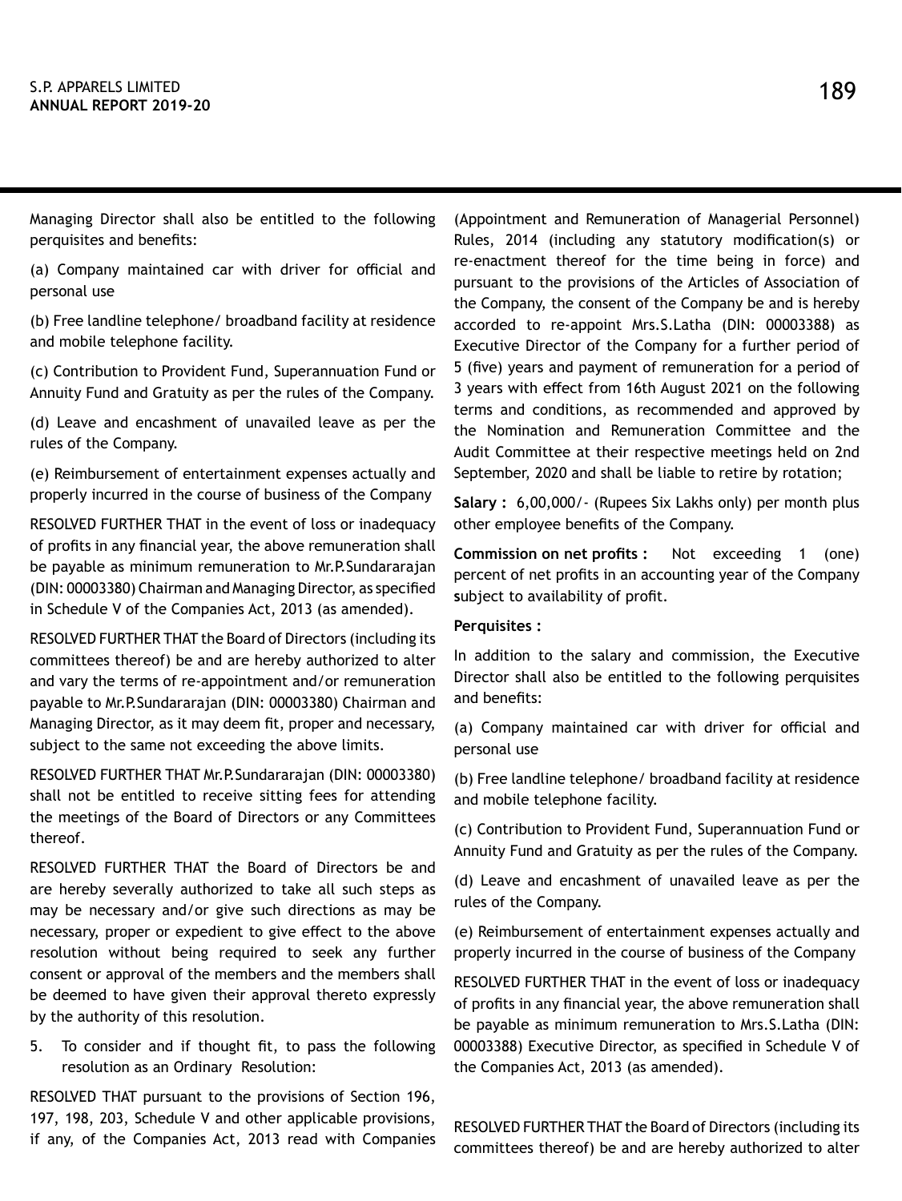Managing Director shall also be entitled to the following perquisites and benefits:

(a) Company maintained car with driver for official and personal use

(b) Free landline telephone/ broadband facility at residence and mobile telephone facility.

(c) Contribution to Provident Fund, Superannuation Fund or Annuity Fund and Gratuity as per the rules of the Company.

(d) Leave and encashment of unavailed leave as per the rules of the Company.

(e) Reimbursement of entertainment expenses actually and properly incurred in the course of business of the Company

RESOLVED FURTHER THAT in the event of loss or inadequacy of profits in any financial year, the above remuneration shall be payable as minimum remuneration to Mr.P.Sundararajan (DIN: 00003380) Chairman and Managing Director, as specified in Schedule V of the Companies Act, 2013 (as amended).

RESOLVED FURTHER THAT the Board of Directors (including its committees thereof) be and are hereby authorized to alter and vary the terms of re-appointment and/or remuneration payable to Mr.P.Sundararajan (DIN: 00003380) Chairman and Managing Director, as it may deem fit, proper and necessary, subject to the same not exceeding the above limits.

RESOLVED FURTHER THAT Mr.P.Sundararajan (DIN: 00003380) shall not be entitled to receive sitting fees for attending the meetings of the Board of Directors or any Committees thereof.

RESOLVED FURTHER THAT the Board of Directors be and are hereby severally authorized to take all such steps as may be necessary and/or give such directions as may be necessary, proper or expedient to give effect to the above resolution without being required to seek any further consent or approval of the members and the members shall be deemed to have given their approval thereto expressly by the authority of this resolution.

5. To consider and if thought fit, to pass the following resolution as an Ordinary Resolution:

RESOLVED THAT pursuant to the provisions of Section 196, 197, 198, 203, Schedule V and other applicable provisions, if any, of the Companies Act, 2013 read with Companies (Appointment and Remuneration of Managerial Personnel) Rules, 2014 (including any statutory modification(s) or re-enactment thereof for the time being in force) and pursuant to the provisions of the Articles of Association of the Company, the consent of the Company be and is hereby accorded to re-appoint Mrs.S.Latha (DIN: 00003388) as Executive Director of the Company for a further period of 5 (five) years and payment of remuneration for a period of 3 years with effect from 16th August 2021 on the following terms and conditions, as recommended and approved by the Nomination and Remuneration Committee and the Audit Committee at their respective meetings held on 2nd September, 2020 and shall be liable to retire by rotation;

**Salary :** 6,00,000/- (Rupees Six Lakhs only) per month plus other employee benefits of the Company.

**Commission on net profits :** Not exceeding 1 (one) percent of net profits in an accounting year of the Company subject to availability of profit.

**Perquisites :**

In addition to the salary and commission, the Executive Director shall also be entitled to the following perquisites and benefits:

(a) Company maintained car with driver for official and personal use

(b) Free landline telephone/ broadband facility at residence and mobile telephone facility.

(c) Contribution to Provident Fund, Superannuation Fund or Annuity Fund and Gratuity as per the rules of the Company.

(d) Leave and encashment of unavailed leave as per the rules of the Company.

(e) Reimbursement of entertainment expenses actually and properly incurred in the course of business of the Company

RESOLVED FURTHER THAT in the event of loss or inadequacy of profits in any financial year, the above remuneration shall be payable as minimum remuneration to Mrs.S.Latha (DIN: 00003388) Executive Director, as specified in Schedule V of the Companies Act, 2013 (as amended).

RESOLVED FURTHER THAT the Board of Directors (including its committees thereof) be and are hereby authorized to alter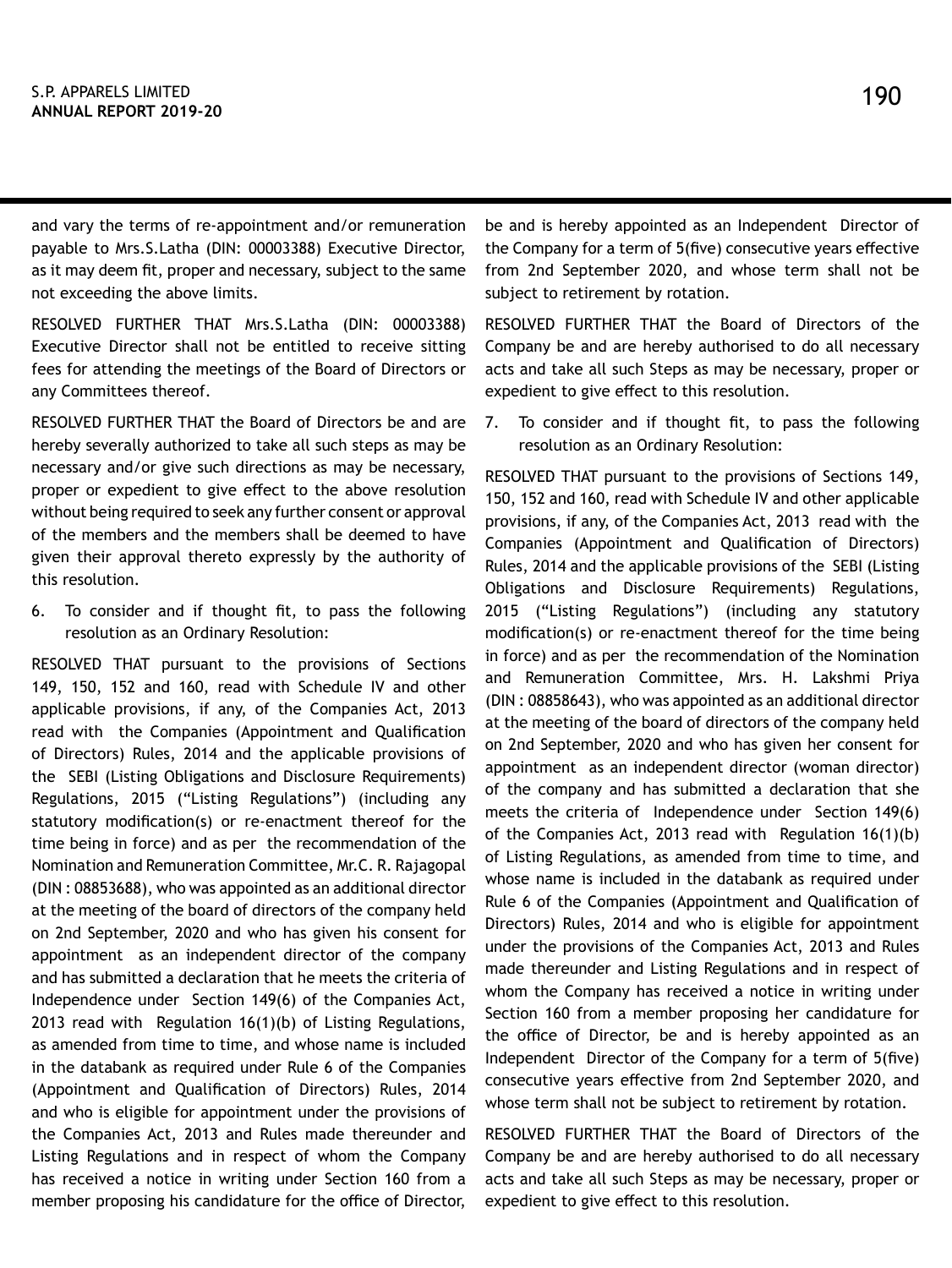and vary the terms of re-appointment and/or remuneration payable to Mrs.S.Latha (DIN: 00003388) Executive Director, as it may deem fit, proper and necessary, subject to the same not exceeding the above limits.

RESOLVED FURTHER THAT Mrs.S.Latha (DIN: 00003388) Executive Director shall not be entitled to receive sitting fees for attending the meetings of the Board of Directors or any Committees thereof.

RESOLVED FURTHER THAT the Board of Directors be and are hereby severally authorized to take all such steps as may be necessary and/or give such directions as may be necessary, proper or expedient to give effect to the above resolution without being required to seek any further consent or approval of the members and the members shall be deemed to have given their approval thereto expressly by the authority of this resolution.

6. To consider and if thought fit, to pass the following resolution as an Ordinary Resolution:

RESOLVED THAT pursuant to the provisions of Sections 149, 150, 152 and 160, read with Schedule IV and other applicable provisions, if any, of the Companies Act, 2013 read with the Companies (Appointment and Qualification of Directors) Rules, 2014 and the applicable provisions of the SEBI (Listing Obligations and Disclosure Requirements) Regulations, 2015 ("Listing Regulations") (including any statutory modification(s) or re-enactment thereof for the time being in force) and as per the recommendation of the Nomination and Remuneration Committee, Mr.C. R. Rajagopal (DIN : 08853688), who was appointed as an additional director at the meeting of the board of directors of the company held on 2nd September, 2020 and who has given his consent for appointment as an independent director of the company and has submitted a declaration that he meets the criteria of Independence under Section 149(6) of the Companies Act, 2013 read with Regulation 16(1)(b) of Listing Regulations, as amended from time to time, and whose name is included in the databank as required under Rule 6 of the Companies (Appointment and Qualification of Directors) Rules, 2014 and who is eligible for appointment under the provisions of the Companies Act, 2013 and Rules made thereunder and Listing Regulations and in respect of whom the Company has received a notice in writing under Section 160 from a member proposing his candidature for the office of Director, be and is hereby appointed as an Independent Director of the Company for a term of 5(five) consecutive years effective from 2nd September 2020, and whose term shall not be subject to retirement by rotation.

RESOLVED FURTHER THAT the Board of Directors of the Company be and are hereby authorised to do all necessary acts and take all such Steps as may be necessary, proper or expedient to give effect to this resolution.

7. To consider and if thought fit, to pass the following resolution as an Ordinary Resolution:

RESOLVED THAT pursuant to the provisions of Sections 149, 150, 152 and 160, read with Schedule IV and other applicable provisions, if any, of the Companies Act, 2013 read with the Companies (Appointment and Qualification of Directors) Rules, 2014 and the applicable provisions of the SEBI (Listing Obligations and Disclosure Requirements) Regulations, 2015 ("Listing Regulations") (including any statutory modification(s) or re-enactment thereof for the time being in force) and as per the recommendation of the Nomination and Remuneration Committee, Mrs. H. Lakshmi Priya (DIN : 08858643), who was appointed as an additional director at the meeting of the board of directors of the company held on 2nd September, 2020 and who has given her consent for appointment as an independent director (woman director) of the company and has submitted a declaration that she meets the criteria of Independence under Section 149(6) of the Companies Act, 2013 read with Regulation 16(1)(b) of Listing Regulations, as amended from time to time, and whose name is included in the databank as required under Rule 6 of the Companies (Appointment and Qualification of Directors) Rules, 2014 and who is eligible for appointment under the provisions of the Companies Act, 2013 and Rules made thereunder and Listing Regulations and in respect of whom the Company has received a notice in writing under Section 160 from a member proposing her candidature for the office of Director, be and is hereby appointed as an Independent Director of the Company for a term of 5(five) consecutive years effective from 2nd September 2020, and whose term shall not be subject to retirement by rotation.

RESOLVED FURTHER THAT the Board of Directors of the Company be and are hereby authorised to do all necessary acts and take all such Steps as may be necessary, proper or expedient to give effect to this resolution.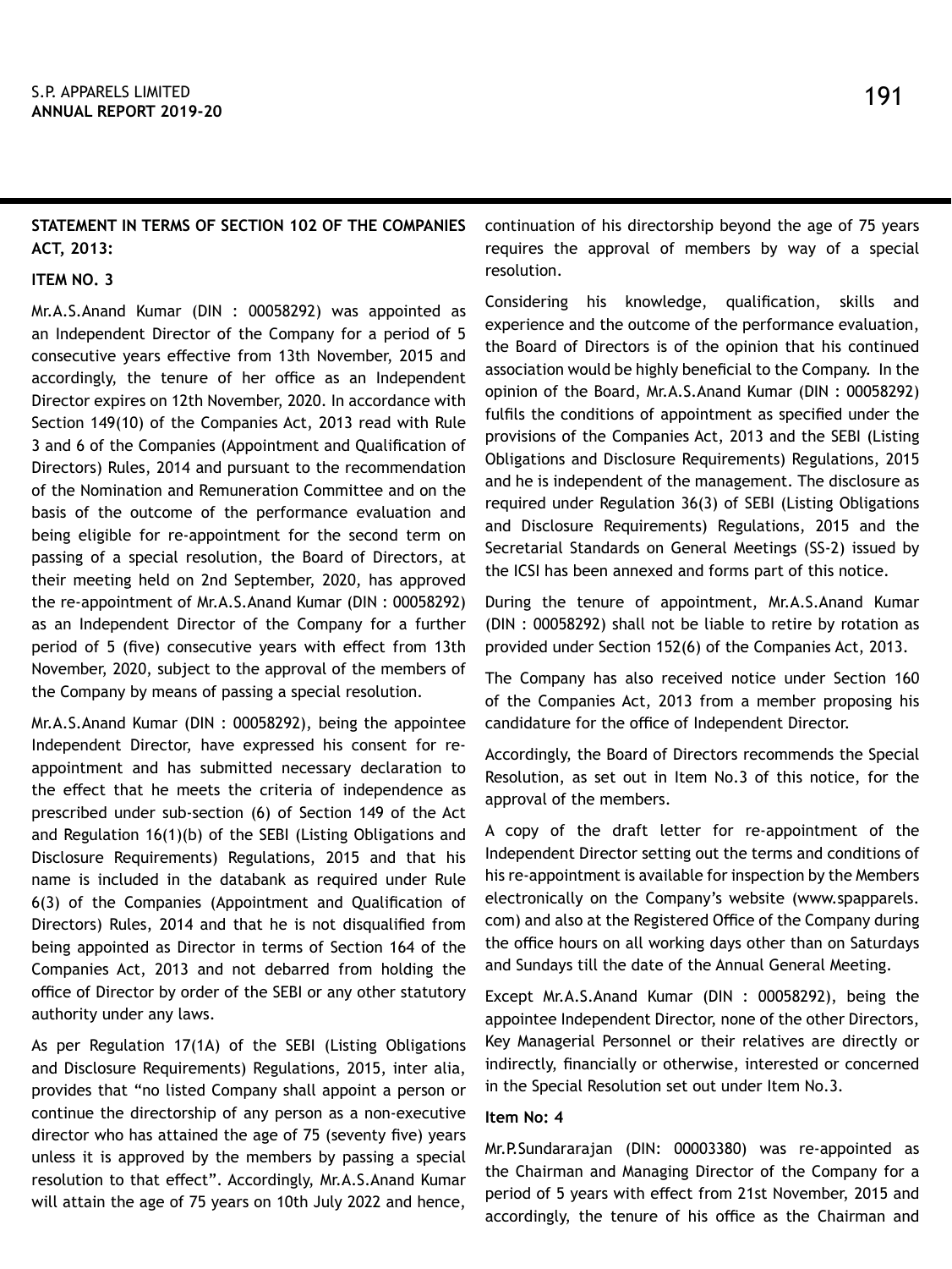## STATEMENT IN TERMS OF SECTION 102 OF THE COMPANIES ACT, 2013:

### ITEM NO. 3

Mr.A.S.Anand Kumar (DIN : 00058292) was appointed as an Independent Director of the Company for a period of 5 consecutive years effective from 13th November, 2015 and accordingly, the tenure of her office as an Independent Director expires on 12th November, 2020. In accordance with Section 149(10) of the Companies Act, 2013 read with Rule 3 and 6 of the Companies (Appointment and Qualification of Directors) Rules, 2014 and pursuant to the recommendation of the Nomination and Remuneration Committee and on the basis of the outcome of the performance evaluation and being eligible for re-appointment for the second term on passing of a special resolution, the Board of Directors, at their meeting held on 2nd September, 2020, has approved the re-appointment of Mr.A.S.Anand Kumar (DIN : 00058292) as an Independent Director of the Company for a further period of 5 (five) consecutive years with effect from 13th November, 2020, subject to the approval of the members of the Company by means of passing a special resolution.

Mr.A.S.Anand Kumar (DIN : 00058292), being the appointee Independent Director, have expressed his consent for re-appointment and has submitted necessary declaration to the effect that he meets the criteria of independence as prescribed under sub-section (6) of Section 149 of the Act and Regulation 16(1)(b) of the SEBI (Listing Obligations and Disclosure Requirements) Regulations, 2015 and that his name is included in the databank as required under Rule 6(3) of the Companies (Appointment and Qualification of Directors) Rules, 2014 and that he is not disqualified from being appointed as Director in terms of Section 164 of the Companies Act, 2013 and not debarred from holding the office of Director by order of the SEBI or any other statutory authority under any laws.

As per Regulation 17(1A) of the SEBI (Listing Obligations and Disclosure Requirements) Regulations, 2015, inter alia, provides that "no listed Company shall appoint a person or continue the directorship of any person as a non-executive director who has attained the age of 75 (seventy five) years unless it is approved by the members by passing a special resolution to that effect". Accordingly, Mr.A.S.Anand Kumar will attain the age of 75 years on 10th July 2022 and hence, continuation of his directorship beyond the age of 75 years requires the approval of members by way of a special resolution.

Considering his knowledge, qualification, skills and experience and the outcome of the performance evaluation, the Board of Directors is of the opinion that his continued association would be highly beneficial to the Company. In the opinion of the Board, Mr.A.S.Anand Kumar (DIN : 00058292) fulfils the conditions of appointment as specified under the provisions of the Companies Act, 2013 and the SEBI (Listing Obligations and Disclosure Requirements) Regulations, 2015 and he is independent of the management. The disclosure as required under Regulation 36(3) of SEBI (Listing Obligations and Disclosure Requirements) Regulations, 2015 and the Secretarial Standards on General Meetings (SS-2) issued by the ICSI has been annexed and forms part of this notice.

During the tenure of appointment, Mr.A.S.Anand Kumar (DIN : 00058292) shall not be liable to retire by rotation as provided under Section 152(6) of the Companies Act, 2013.

The Company has also received notice under Section 160 of the Companies Act, 2013 from a member proposing his candidature for the office of Independent Director.

Accordingly, the Board of Directors recommends the Special Resolution, as set out in Item No.3 of this notice, for the approval of the members.

A copy of the draft letter for re-appointment of the Independent Director setting out the terms and conditions of his re-appointment is available for inspection by the Members electronically on the Company's website (www.spapparels.com) and also at the Registered Office of the Company during the office hours on all working days other than on Saturdays and Sundays till the date of the Annual General Meeting.

Except Mr.A.S.Anand Kumar (DIN : 00058292), being the appointee Independent Director, none of the other Directors, Key Managerial Personnel or their relatives are directly or indirectly, financially or otherwise, interested or concerned in the Special Resolution set out under Item No.3.

### Item No: 4

Mr.P.Sundararajan (DIN: 00003380) was re-appointed as the Chairman and Managing Director of the Company for a period of 5 years with effect from 21st November, 2015 and accordingly, the tenure of his office as the Chairman and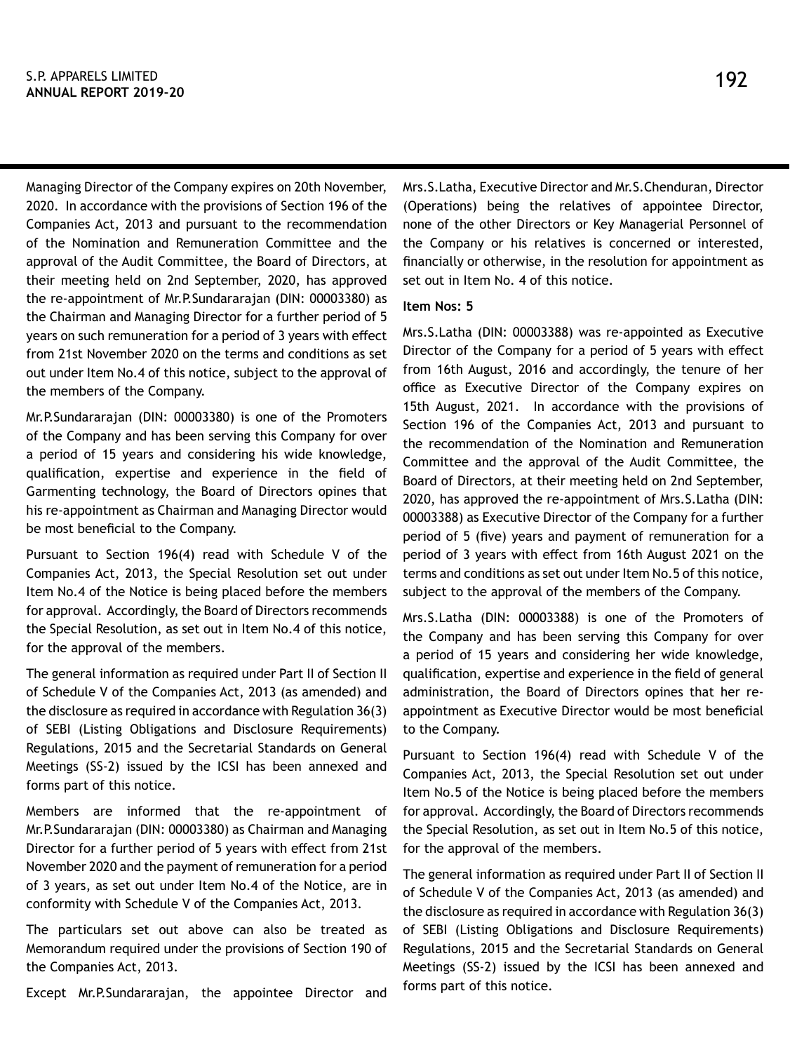Managing Director of the Company expires on 20th November, 2020. In accordance with the provisions of Section 196 of the Companies Act, 2013 and pursuant to the recommendation of the Nomination and Remuneration Committee and the approval of the Audit Committee, the Board of Directors, at their meeting held on 2nd September, 2020, has approved the re-appointment of Mr.P.Sundararajan (DIN: 00003380) as the Chairman and Managing Director for a further period of 5 years on such remuneration for a period of 3 years with effect from 21st November 2020 on the terms and conditions as set out under Item No.4 of this notice, subject to the approval of the members of the Company.

Mr.P.Sundararajan (DIN: 00003380) is one of the Promoters of the Company and has been serving this Company for over a period of 15 years and considering his wide knowledge, qualification, expertise and experience in the field of Garmenting technology, the Board of Directors opines that his re-appointment as Chairman and Managing Director would be most beneficial to the Company.

Pursuant to Section 196(4) read with Schedule V of the Companies Act, 2013, the Special Resolution set out under Item No.4 of the Notice is being placed before the members for approval. Accordingly, the Board of Directors recommends the Special Resolution, as set out in Item No.4 of this notice, for the approval of the members.

The general information as required under Part II of Section II of Schedule V of the Companies Act, 2013 (as amended) and the disclosure as required in accordance with Regulation 36(3) of SEBI (Listing Obligations and Disclosure Requirements) Regulations, 2015 and the Secretarial Standards on General Meetings (SS-2) issued by the ICSI has been annexed and forms part of this notice.

Members are informed that the re-appointment of Mr.P.Sundararajan (DIN: 00003380) as Chairman and Managing Director for a further period of 5 years with effect from 21st November 2020 and the payment of remuneration for a period of 3 years, as set out under Item No.4 of the Notice, are in conformity with Schedule V of the Companies Act, 2013.

The particulars set out above can also be treated as Memorandum required under the provisions of Section 190 of the Companies Act, 2013.

Except Mr.P.Sundararajan, the appointee Director and Mrs.S.Latha, Executive Director and Mr.S.Chenduran, Director (Operations) being the relatives of appointee Director, none of the other Directors or Key Managerial Personnel of the Company or his relatives is concerned or interested, financially or otherwise, in the resolution for appointment as set out in Item No. 4 of this notice.

**Item Nos: 5**

Mrs.S.Latha (DIN: 00003388) was re-appointed as Executive Director of the Company for a period of 5 years with effect from 16th August, 2016 and accordingly, the tenure of her office as Executive Director of the Company expires on 15th August, 2021. In accordance with the provisions of Section 196 of the Companies Act, 2013 and pursuant to the recommendation of the Nomination and Remuneration Committee and the approval of the Audit Committee, the Board of Directors, at their meeting held on 2nd September, 2020, has approved the re-appointment of Mrs.S.Latha (DIN: 00003388) as Executive Director of the Company for a further period of 5 (five) years and payment of remuneration for a period of 3 years with effect from 16th August 2021 on the terms and conditions as set out under Item No.5 of this notice, subject to the approval of the members of the Company.

Mrs.S.Latha (DIN: 00003388) is one of the Promoters of the Company and has been serving this Company for over a period of 15 years and considering her wide knowledge, qualification, expertise and experience in the field of general administration, the Board of Directors opines that her re-appointment as Executive Director would be most beneficial to the Company.

Pursuant to Section 196(4) read with Schedule V of the Companies Act, 2013, the Special Resolution set out under Item No.5 of the Notice is being placed before the members for approval. Accordingly, the Board of Directors recommends the Special Resolution, as set out in Item No.5 of this notice, for the approval of the members.

The general information as required under Part II of Section II of Schedule V of the Companies Act, 2013 (as amended) and the disclosure as required in accordance with Regulation 36(3) of SEBI (Listing Obligations and Disclosure Requirements) Regulations, 2015 and the Secretarial Standards on General Meetings (SS-2) issued by the ICSI has been annexed and forms part of this notice.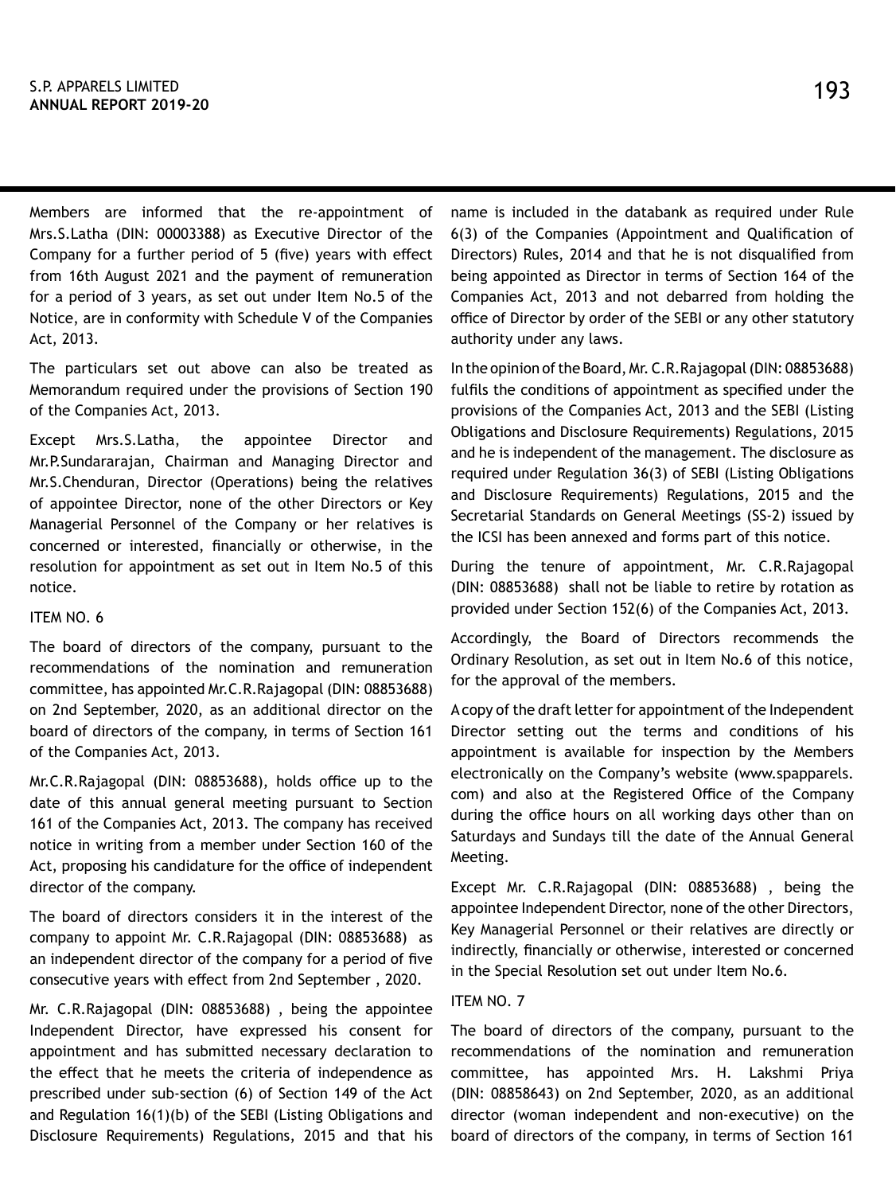Members are informed that the re-appointment of Mrs.S.Latha (DIN: 00003388) as Executive Director of the Company for a further period of 5 (five) years with effect from 16th August 2021 and the payment of remuneration for a period of 3 years, as set out under Item No.5 of the Notice, are in conformity with Schedule V of the Companies Act, 2013.

The particulars set out above can also be treated as Memorandum required under the provisions of Section 190 of the Companies Act, 2013.

Except Mrs.S.Latha, the appointee Director and Mr.P.Sundararajan, Chairman and Managing Director and Mr.S.Chenduran, Director (Operations) being the relatives of appointee Director, none of the other Directors or Key Managerial Personnel of the Company or her relatives is concerned or interested, financially or otherwise, in the resolution for appointment as set out in Item No.5 of this notice.

ITEM NO. 6

The board of directors of the company, pursuant to the recommendations of the nomination and remuneration committee, has appointed Mr.C.R.Rajagopal (DIN: 08853688) on 2nd September, 2020, as an additional director on the board of directors of the company, in terms of Section 161 of the Companies Act, 2013.

Mr.C.R.Rajagopal (DIN: 08853688), holds office up to the date of this annual general meeting pursuant to Section 161 of the Companies Act, 2013. The company has received notice in writing from a member under Section 160 of the Act, proposing his candidature for the office of independent director of the company.

The board of directors considers it in the interest of the company to appoint Mr. C.R.Rajagopal (DIN: 08853688) as an independent director of the company for a period of five consecutive years with effect from 2nd September , 2020.

Mr. C.R.Rajagopal (DIN: 08853688) , being the appointee Independent Director, have expressed his consent for appointment and has submitted necessary declaration to the effect that he meets the criteria of independence as prescribed under sub-section (6) of Section 149 of the Act and Regulation 16(1)(b) of the SEBI (Listing Obligations and Disclosure Requirements) Regulations, 2015 and that his name is included in the databank as required under Rule 6(3) of the Companies (Appointment and Qualification of Directors) Rules, 2014 and that he is not disqualified from being appointed as Director in terms of Section 164 of the Companies Act, 2013 and not debarred from holding the office of Director by order of the SEBI or any other statutory authority under any laws.

In the opinion of the Board, Mr. C.R.Rajagopal (DIN: 08853688) fulfils the conditions of appointment as specified under the provisions of the Companies Act, 2013 and the SEBI (Listing Obligations and Disclosure Requirements) Regulations, 2015 and he is independent of the management. The disclosure as required under Regulation 36(3) of SEBI (Listing Obligations and Disclosure Requirements) Regulations, 2015 and the Secretarial Standards on General Meetings (SS-2) issued by the ICSI has been annexed and forms part of this notice.

During the tenure of appointment, Mr. C.R.Rajagopal (DIN: 08853688) shall not be liable to retire by rotation as provided under Section 152(6) of the Companies Act, 2013.

Accordingly, the Board of Directors recommends the Ordinary Resolution, as set out in Item No.6 of this notice, for the approval of the members.

A copy of the draft letter for appointment of the Independent Director setting out the terms and conditions of his appointment is available for inspection by the Members electronically on the Company's website (www.spapparels.com) and also at the Registered Office of the Company during the office hours on all working days other than on Saturdays and Sundays till the date of the Annual General Meeting.

Except Mr. C.R.Rajagopal (DIN: 08853688) , being the appointee Independent Director, none of the other Directors, Key Managerial Personnel or their relatives are directly or indirectly, financially or otherwise, interested or concerned in the Special Resolution set out under Item No.6.

ITEM NO. 7

The board of directors of the company, pursuant to the recommendations of the nomination and remuneration committee, has appointed Mrs. H. Lakshmi Priya (DIN: 08858643) on 2nd September, 2020, as an additional director (woman independent and non-executive) on the board of directors of the company, in terms of Section 161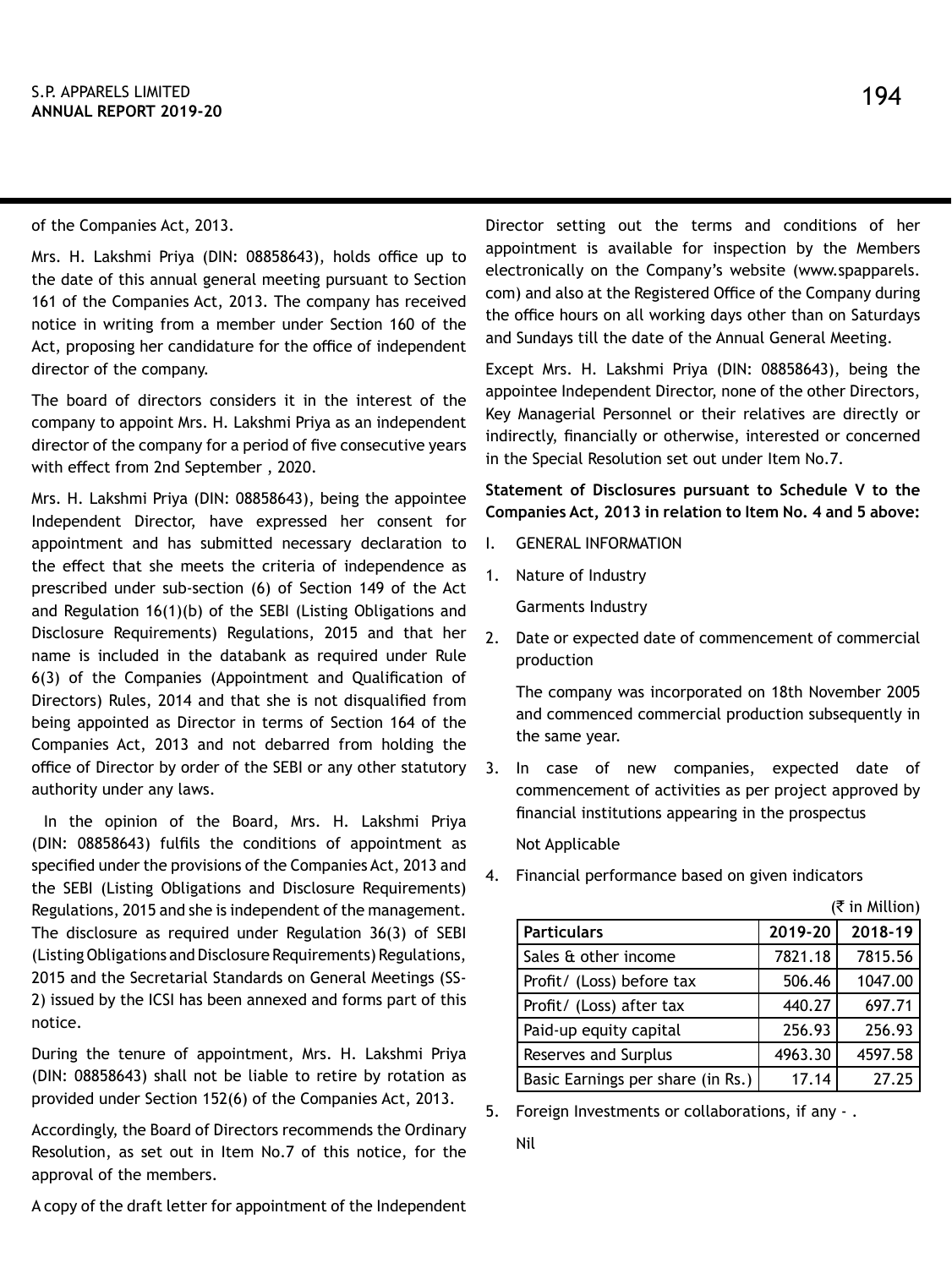of the Companies Act, 2013.

Mrs. H. Lakshmi Priya (DIN: 08858643), holds office up to the date of this annual general meeting pursuant to Section 161 of the Companies Act, 2013. The company has received notice in writing from a member under Section 160 of the Act, proposing her candidature for the office of independent director of the company.

The board of directors considers it in the interest of the company to appoint Mrs. H. Lakshmi Priya as an independent director of the company for a period of five consecutive years with effect from 2nd September , 2020.

Mrs. H. Lakshmi Priya (DIN: 08858643), being the appointee Independent Director, have expressed her consent for appointment and has submitted necessary declaration to the effect that she meets the criteria of independence as prescribed under sub-section (6) of Section 149 of the Act and Regulation 16(1)(b) of the SEBI (Listing Obligations and Disclosure Requirements) Regulations, 2015 and that her name is included in the databank as required under Rule 6(3) of the Companies (Appointment and Qualification of Directors) Rules, 2014 and that she is not disqualified from being appointed as Director in terms of Section 164 of the Companies Act, 2013 and not debarred from holding the office of Director by order of the SEBI or any other statutory authority under any laws.

In the opinion of the Board, Mrs. H. Lakshmi Priya (DIN: 08858643) fulfils the conditions of appointment as specified under the provisions of the Companies Act, 2013 and the SEBI (Listing Obligations and Disclosure Requirements) Regulations, 2015 and she is independent of the management. The disclosure as required under Regulation 36(3) of SEBI (Listing Obligations and Disclosure Requirements) Regulations, 2015 and the Secretarial Standards on General Meetings (SS-2) issued by the ICSI has been annexed and forms part of this notice.

During the tenure of appointment, Mrs. H. Lakshmi Priya (DIN: 08858643) shall not be liable to retire by rotation as provided under Section 152(6) of the Companies Act, 2013.

Accordingly, the Board of Directors recommends the Ordinary Resolution, as set out in Item No.7 of this notice, for the approval of the members.

A copy of the draft letter for appointment of the Independent Director setting out the terms and conditions of her appointment is available for inspection by the Members electronically on the Company's website (www.spapparels.com) and also at the Registered Office of the Company during the office hours on all working days other than on Saturdays and Sundays till the date of the Annual General Meeting.

Except Mrs. H. Lakshmi Priya (DIN: 08858643), being the appointee Independent Director, none of the other Directors, Key Managerial Personnel or their relatives are directly or indirectly, financially or otherwise, interested or concerned in the Special Resolution set out under Item No.7.

**Statement of Disclosures pursuant to Schedule V to the Companies Act, 2013 in relation to Item No. 4 and 5 above:**

I. GENERAL INFORMATION

1. Nature of Industry

   Garments Industry

2. Date or expected date of commencement of commercial production

   The company was incorporated on 18th November 2005 and commenced commercial production subsequently in the same year.

3. In case of new companies, expected date of commencement of activities as per project approved by financial institutions appearing in the prospectus

   Not Applicable

4. Financial performance based on given indicators

(₹ in Million)

| Particulars | 2019-20 | 2018-19 |
|---|---|---|
| Sales & other income | 7821.18 | 7815.56 |
| Profit/ (Loss) before tax | 506.46 | 1047.00 |
| Profit/ (Loss) after tax | 440.27 | 697.71 |
| Paid-up equity capital | 256.93 | 256.93 |
| Reserves and Surplus | 4963.30 | 4597.58 |
| Basic Earnings per share (in Rs.) | 17.14 | 27.25 |

5. Foreign Investments or collaborations, if any - .

   Nil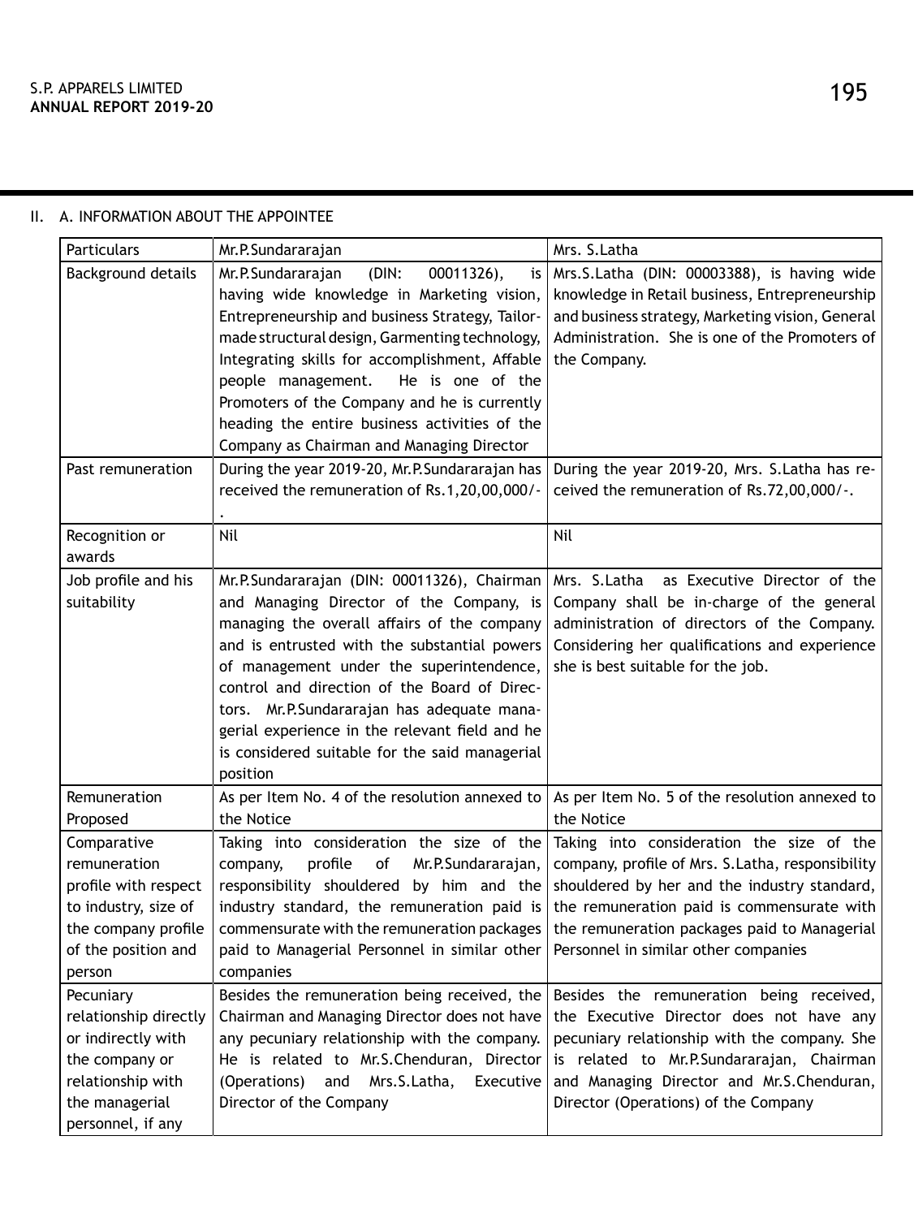II. A. INFORMATION ABOUT THE APPOINTEE

| Particulars | Mr.P.Sundararajan | Mrs. S.Latha |
|---|---|---|
| Background details | Mr.P.Sundararajan (DIN: 00011326), is having wide knowledge in Marketing vision, Entrepreneurship and business Strategy, Tailor-made structural design, Garmenting technology, Integrating skills for accomplishment, Affable people management. He is one of the Promoters of the Company and he is currently heading the entire business activities of the Company as Chairman and Managing Director | Mrs.S.Latha (DIN: 00003388), is having wide knowledge in Retail business, Entrepreneurship and business strategy, Marketing vision, General Administration. She is one of the Promoters of the Company. |
| Past remuneration | During the year 2019-20, Mr.P.Sundararajan has received the remuneration of Rs.1,20,00,000/-. | During the year 2019-20, Mrs. S.Latha has received the remuneration of Rs.72,00,000/-. |
| Recognition or awards | Nil | Nil |
| Job profile and his suitability | Mr.P.Sundararajan (DIN: 00011326), Chairman and Managing Director of the Company, is managing the overall affairs of the company and is entrusted with the substantial powers of management under the superintendence, control and direction of the Board of Directors. Mr.P.Sundararajan has adequate managerial experience in the relevant field and he is considered suitable for the said managerial position | Mrs. S.Latha as Executive Director of the Company shall be in-charge of the general administration of directors of the Company. Considering her qualifications and experience she is best suitable for the job. |
| Remuneration Proposed | As per Item No. 4 of the resolution annexed to the Notice | As per Item No. 5 of the resolution annexed to the Notice |
| Comparative remuneration profile with respect to industry, size of the company profile of the position and person | Taking into consideration the size of the company, profile of Mr.P.Sundararajan, responsibility shouldered by him and the industry standard, the remuneration paid is commensurate with the remuneration packages paid to Managerial Personnel in similar other companies | Taking into consideration the size of the company, profile of Mrs. S.Latha, responsibility shouldered by her and the industry standard, the remuneration paid is commensurate with the remuneration packages paid to Managerial Personnel in similar other companies |
| Pecuniary relationship directly or indirectly with the company or relationship with the managerial personnel, if any | Besides the remuneration being received, the Chairman and Managing Director does not have any pecuniary relationship with the company. He is related to Mr.S.Chenduran, Director (Operations) and Mrs.S.Latha, Executive Director of the Company | Besides the remuneration being received, the Executive Director does not have any pecuniary relationship with the company. She is related to Mr.P.Sundararajan, Chairman and Managing Director and Mr.S.Chenduran, Director (Operations) of the Company |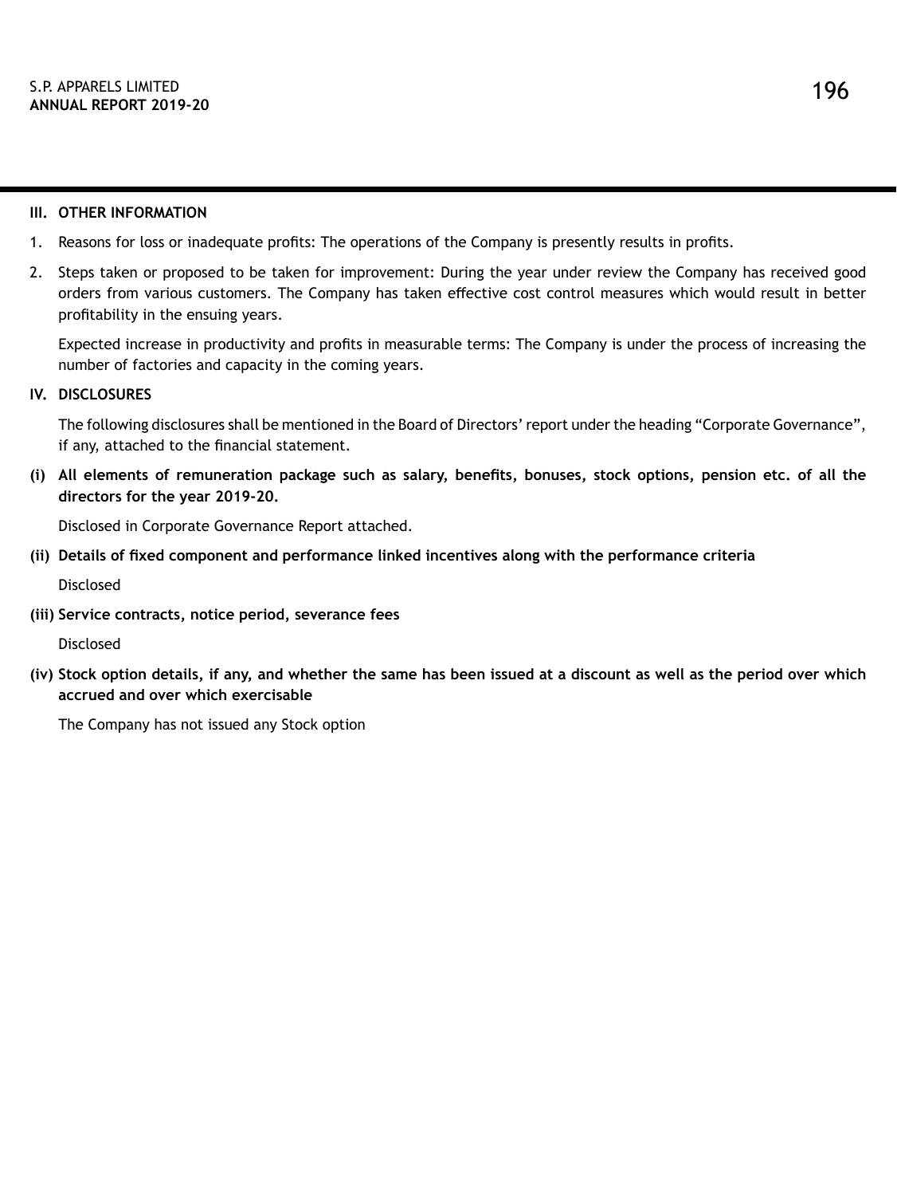## III. OTHER INFORMATION

1. Reasons for loss or inadequate profits: The operations of the Company is presently results in profits.
2. Steps taken or proposed to be taken for improvement: During the year under review the Company has received good orders from various customers. The Company has taken effective cost control measures which would result in better profitability in the ensuing years.

   Expected increase in productivity and profits in measurable terms: The Company is under the process of increasing the number of factories and capacity in the coming years.

## IV. DISCLOSURES

The following disclosures shall be mentioned in the Board of Directors' report under the heading "Corporate Governance", if any, attached to the financial statement.

**(i) All elements of remuneration package such as salary, benefits, bonuses, stock options, pension etc. of all the directors for the year 2019-20.**

Disclosed in Corporate Governance Report attached.

**(ii) Details of fixed component and performance linked incentives along with the performance criteria**

Disclosed

**(iii) Service contracts, notice period, severance fees**

Disclosed

**(iv) Stock option details, if any, and whether the same has been issued at a discount as well as the period over which accrued and over which exercisable**

The Company has not issued any Stock option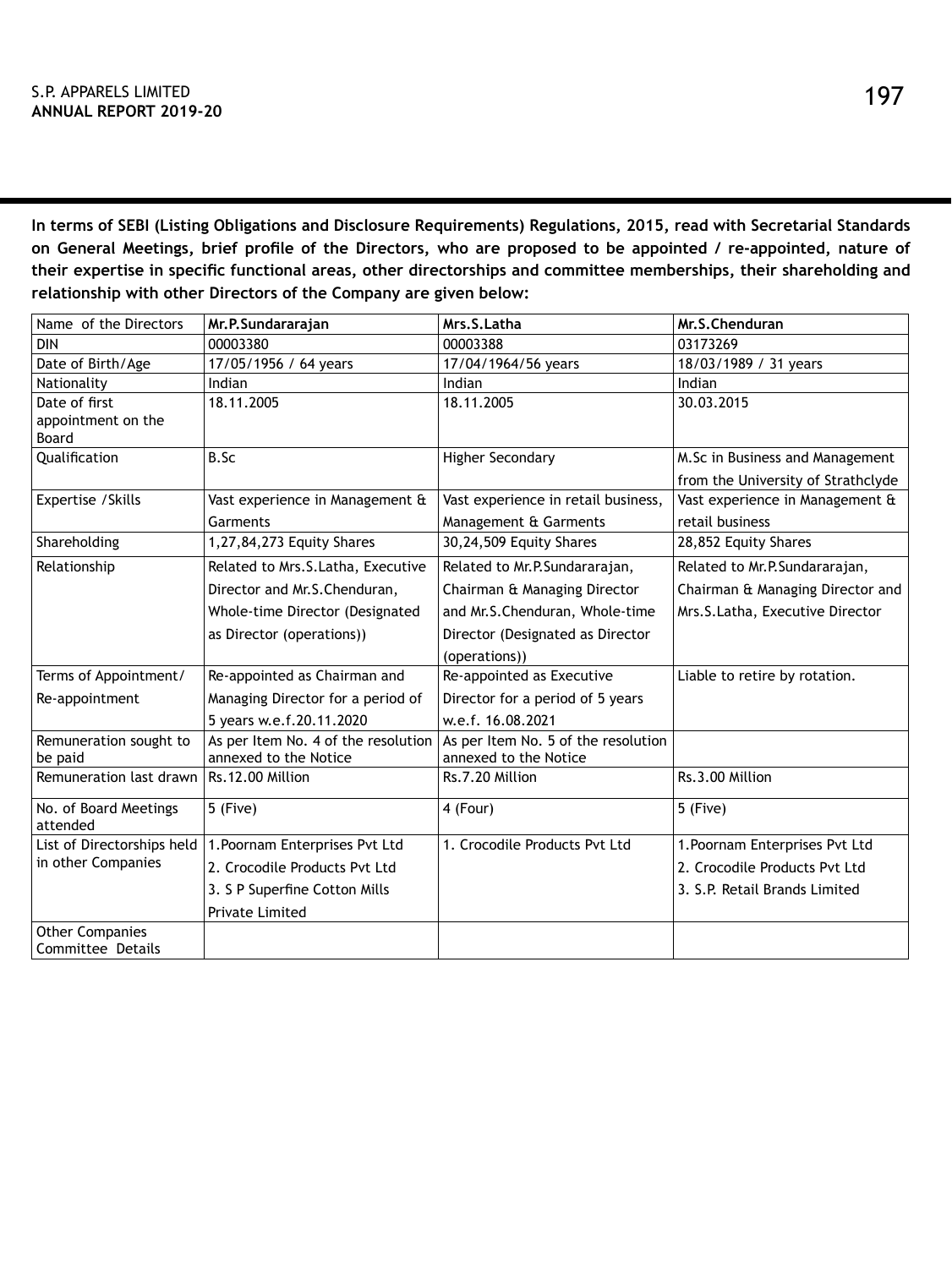**In terms of SEBI (Listing Obligations and Disclosure Requirements) Regulations, 2015, read with Secretarial Standards on General Meetings, brief profile of the Directors, who are proposed to be appointed / re-appointed, nature of their expertise in specific functional areas, other directorships and committee memberships, their shareholding and relationship with other Directors of the Company are given below:**

| Name of the Directors | **Mr.P.Sundararajan** | **Mrs.S.Latha** | **Mr.S.Chenduran** |
|---|---|---|---|
| DIN | 00003380 | 00003388 | 03173269 |
| Date of Birth/Age | 17/05/1956 / 64 years | 17/04/1964/56 years | 18/03/1989 / 31 years |
| Nationality | Indian | Indian | Indian |
| Date of first appointment on the Board | 18.11.2005 | 18.11.2005 | 30.03.2015 |
| Qualification | B.Sc | Higher Secondary | M.Sc in Business and Management from the University of Strathclyde |
| Expertise /Skills | Vast experience in Management & Garments | Vast experience in retail business, Management & Garments | Vast experience in Management & retail business |
| Shareholding | 1,27,84,273 Equity Shares | 30,24,509 Equity Shares | 28,852 Equity Shares |
| Relationship | Related to Mrs.S.Latha, Executive Director and Mr.S.Chenduran, Whole-time Director (Designated as Director (operations)) | Related to Mr.P.Sundararajan, Chairman & Managing Director and Mr.S.Chenduran, Whole-time Director (Designated as Director (operations)) | Related to Mr.P.Sundararajan, Chairman & Managing Director and Mrs.S.Latha, Executive Director |
| Terms of Appointment/ Re-appointment | Re-appointed as Chairman and Managing Director for a period of 5 years w.e.f.20.11.2020 | Re-appointed as Executive Director for a period of 5 years w.e.f. 16.08.2021 | Liable to retire by rotation. |
| Remuneration sought to be paid | As per Item No. 4 of the resolution annexed to the Notice | As per Item No. 5 of the resolution annexed to the Notice | |
| Remuneration last drawn | Rs.12.00 Million | Rs.7.20 Million | Rs.3.00 Million |
| No. of Board Meetings attended | 5 (Five) | 4 (Four) | 5 (Five) |
| List of Directorships held in other Companies | 1.Poornam Enterprises Pvt Ltd<br>2. Crocodile Products Pvt Ltd<br>3. S P Superfine Cotton Mills Private Limited | 1. Crocodile Products Pvt Ltd | 1.Poornam Enterprises Pvt Ltd<br>2. Crocodile Products Pvt Ltd<br>3. S.P. Retail Brands Limited |
| Other Companies Committee Details | | | |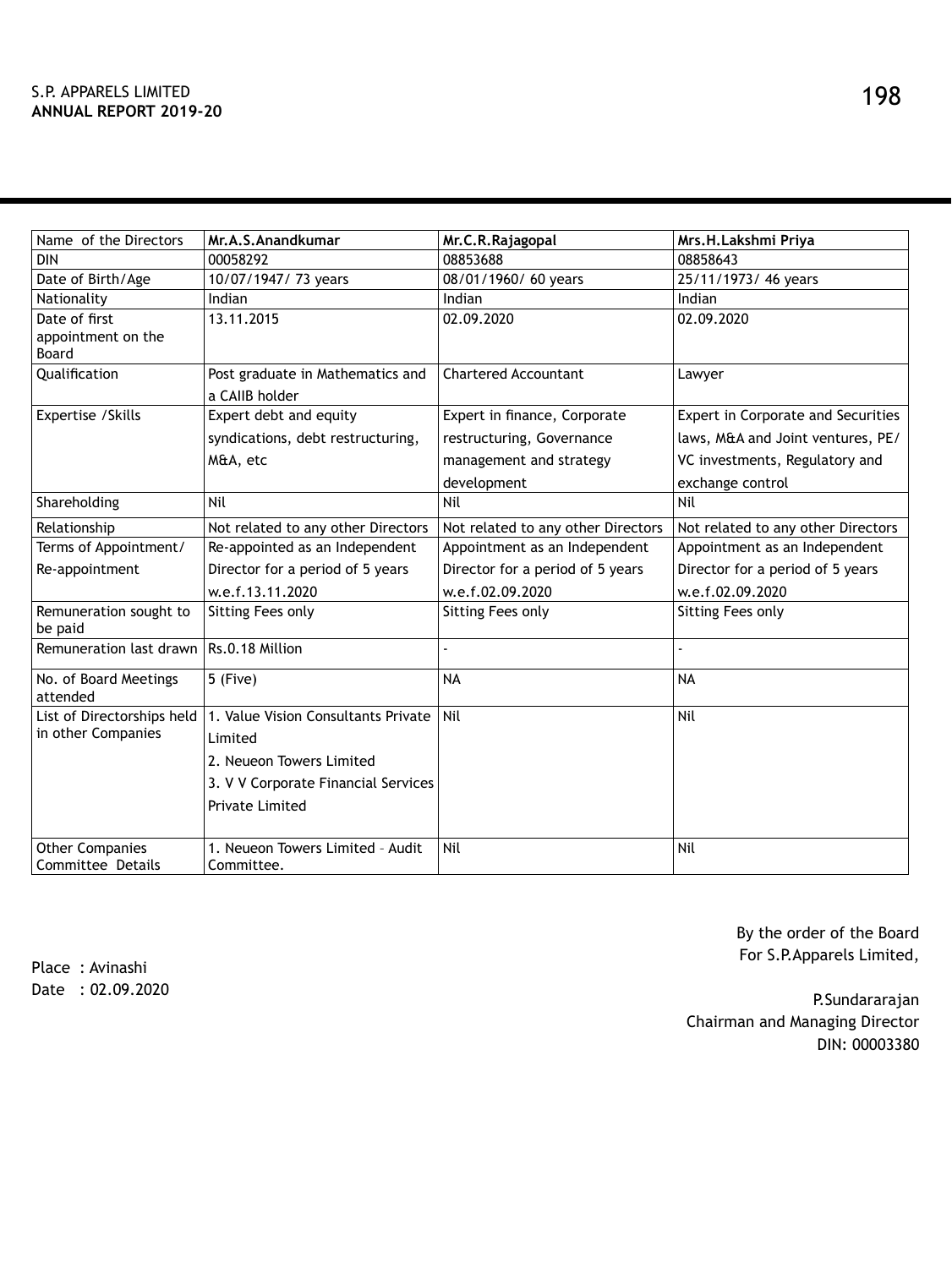| Name of the Directors | Mr.A.S.Anandkumar | Mr.C.R.Rajagopal | Mrs.H.Lakshmi Priya |
|---|---|---|---|
| DIN | 00058292 | 08853688 | 08858643 |
| Date of Birth/Age | 10/07/1947/ 73 years | 08/01/1960/ 60 years | 25/11/1973/ 46 years |
| Nationality | Indian | Indian | Indian |
| Date of first appointment on the Board | 13.11.2015 | 02.09.2020 | 02.09.2020 |
| Qualification | Post graduate in Mathematics and a CAIIB holder | Chartered Accountant | Lawyer |
| Expertise /Skills | Expert debt and equity syndications, debt restructuring, M&A, etc | Expert in finance, Corporate restructuring, Governance management and strategy development | Expert in Corporate and Securities laws, M&A and Joint ventures, PE/ VC investments, Regulatory and exchange control |
| Shareholding | Nil | Nil | Nil |
| Relationship | Not related to any other Directors | Not related to any other Directors | Not related to any other Directors |
| Terms of Appointment/ Re-appointment | Re-appointed as an Independent Director for a period of 5 years w.e.f.13.11.2020 | Appointment as an Independent Director for a period of 5 years w.e.f.02.09.2020 | Appointment as an Independent Director for a period of 5 years w.e.f.02.09.2020 |
| Remuneration sought to be paid | Sitting Fees only | Sitting Fees only | Sitting Fees only |
| Remuneration last drawn | Rs.0.18 Million | - | - |
| No. of Board Meetings attended | 5 (Five) | NA | NA |
| List of Directorships held in other Companies | 1. Value Vision Consultants Private Limited<br>2. Neueon Towers Limited<br>3. V V Corporate Financial Services Private Limited | Nil | Nil |
| Other Companies Committee Details | 1. Neueon Towers Limited – Audit Committee. | Nil | Nil |

By the order of the Board
For S.P.Apparels Limited,

Place : Avinashi
Date : 02.09.2020

P.Sundararajan
Chairman and Managing Director
DIN: 00003380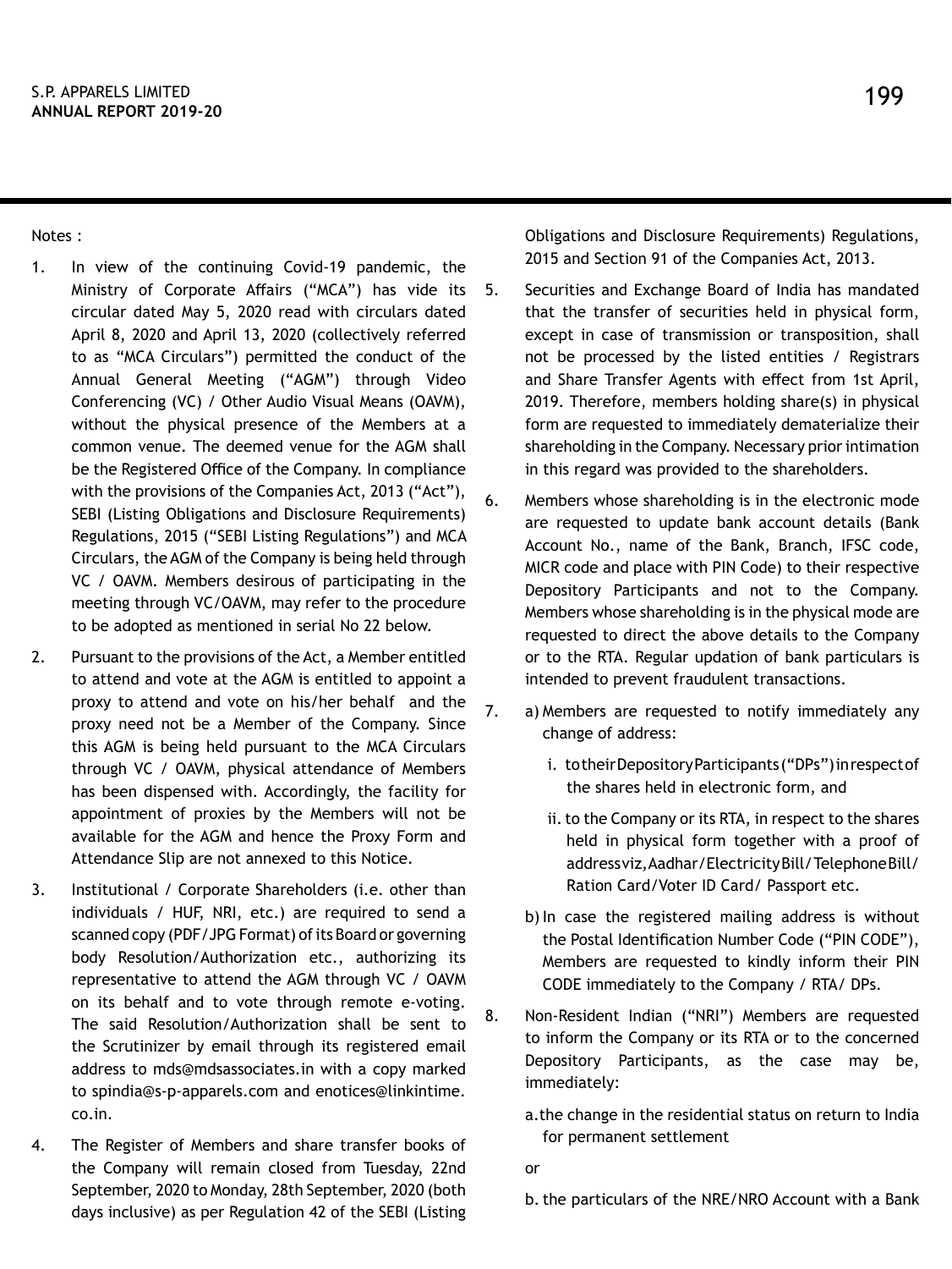Notes :

1. In view of the continuing Covid-19 pandemic, the Ministry of Corporate Affairs ("MCA") has vide its circular dated May 5, 2020 read with circulars dated April 8, 2020 and April 13, 2020 (collectively referred to as "MCA Circulars") permitted the conduct of the Annual General Meeting ("AGM") through Video Conferencing (VC) / Other Audio Visual Means (OAVM), without the physical presence of the Members at a common venue. The deemed venue for the AGM shall be the Registered Office of the Company. In compliance with the provisions of the Companies Act, 2013 ("Act"), SEBI (Listing Obligations and Disclosure Requirements) Regulations, 2015 ("SEBI Listing Regulations") and MCA Circulars, the AGM of the Company is being held through VC / OAVM. Members desirous of participating in the meeting through VC/OAVM, may refer to the procedure to be adopted as mentioned in serial No 22 below.

2. Pursuant to the provisions of the Act, a Member entitled to attend and vote at the AGM is entitled to appoint a proxy to attend and vote on his/her behalf and the proxy need not be a Member of the Company. Since this AGM is being held pursuant to the MCA Circulars through VC / OAVM, physical attendance of Members has been dispensed with. Accordingly, the facility for appointment of proxies by the Members will not be available for the AGM and hence the Proxy Form and Attendance Slip are not annexed to this Notice.

3. Institutional / Corporate Shareholders (i.e. other than individuals / HUF, NRI, etc.) are required to send a scanned copy (PDF/JPG Format) of its Board or governing body Resolution/Authorization etc., authorizing its representative to attend the AGM through VC / OAVM on its behalf and to vote through remote e-voting. The said Resolution/Authorization shall be sent to the Scrutinizer by email through its registered email address to mds@mdsassociates.in with a copy marked to spindia@s-p-apparels.com and enotices@linkintime.co.in.

4. The Register of Members and share transfer books of the Company will remain closed from Tuesday, 22nd September, 2020 to Monday, 28th September, 2020 (both days inclusive) as per Regulation 42 of the SEBI (Listing Obligations and Disclosure Requirements) Regulations, 2015 and Section 91 of the Companies Act, 2013.

5. Securities and Exchange Board of India has mandated that the transfer of securities held in physical form, except in case of transmission or transposition, shall not be processed by the listed entities / Registrars and Share Transfer Agents with effect from 1st April, 2019. Therefore, members holding share(s) in physical form are requested to immediately dematerialize their shareholding in the Company. Necessary prior intimation in this regard was provided to the shareholders.

6. Members whose shareholding is in the electronic mode are requested to update bank account details (Bank Account No., name of the Bank, Branch, IFSC code, MICR code and place with PIN Code) to their respective Depository Participants and not to the Company. Members whose shareholding is in the physical mode are requested to direct the above details to the Company or to the RTA. Regular updation of bank particulars is intended to prevent fraudulent transactions.

7. a) Members are requested to notify immediately any change of address:

   i. to their Depository Participants ("DPs") in respect of the shares held in electronic form, and

   ii. to the Company or its RTA, in respect to the shares held in physical form together with a proof of address viz, Aadhar/Electricity Bill/Telephone Bill/ Ration Card/Voter ID Card/ Passport etc.

   b) In case the registered mailing address is without the Postal Identification Number Code ("PIN CODE"), Members are requested to kindly inform their PIN CODE immediately to the Company / RTA/ DPs.

8. Non-Resident Indian ("NRI") Members are requested to inform the Company or its RTA or to the concerned Depository Participants, as the case may be, immediately:

   a. the change in the residential status on return to India for permanent settlement

   or

   b. the particulars of the NRE/NRO Account with a Bank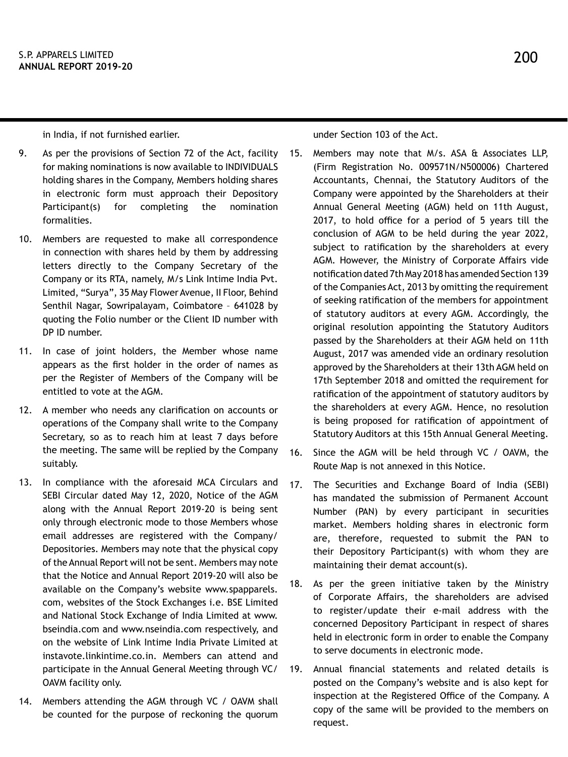in India, if not furnished earlier.

9. As per the provisions of Section 72 of the Act, facility for making nominations is now available to INDIVIDUALS holding shares in the Company, Members holding shares in electronic form must approach their Depository Participant(s) for completing the nomination formalities.

10. Members are requested to make all correspondence in connection with shares held by them by addressing letters directly to the Company Secretary of the Company or its RTA, namely, M/s Link Intime India Pvt. Limited, "Surya", 35 May Flower Avenue, II Floor, Behind Senthil Nagar, Sowripalayam, Coimbatore – 641028 by quoting the Folio number or the Client ID number with DP ID number.

11. In case of joint holders, the Member whose name appears as the first holder in the order of names as per the Register of Members of the Company will be entitled to vote at the AGM.

12. A member who needs any clarification on accounts or operations of the Company shall write to the Company Secretary, so as to reach him at least 7 days before the meeting. The same will be replied by the Company suitably.

13. In compliance with the aforesaid MCA Circulars and SEBI Circular dated May 12, 2020, Notice of the AGM along with the Annual Report 2019-20 is being sent only through electronic mode to those Members whose email addresses are registered with the Company/ Depositories. Members may note that the physical copy of the Annual Report will not be sent. Members may note that the Notice and Annual Report 2019-20 will also be available on the Company's website www.spapparels.com, websites of the Stock Exchanges i.e. BSE Limited and National Stock Exchange of India Limited at www.bseindia.com and www.nseindia.com respectively, and on the website of Link Intime India Private Limited at instavote.linkintime.co.in. Members can attend and participate in the Annual General Meeting through VC/ OAVM facility only.

14. Members attending the AGM through VC / OAVM shall be counted for the purpose of reckoning the quorum under Section 103 of the Act.

15. Members may note that M/s. ASA & Associates LLP, (Firm Registration No. 009571N/N500006) Chartered Accountants, Chennai, the Statutory Auditors of the Company were appointed by the Shareholders at their Annual General Meeting (AGM) held on 11th August, 2017, to hold office for a period of 5 years till the conclusion of AGM to be held during the year 2022, subject to ratification by the shareholders at every AGM. However, the Ministry of Corporate Affairs vide notification dated 7th May 2018 has amended Section 139 of the Companies Act, 2013 by omitting the requirement of seeking ratification of the members for appointment of statutory auditors at every AGM. Accordingly, the original resolution appointing the Statutory Auditors passed by the Shareholders at their AGM held on 11th August, 2017 was amended vide an ordinary resolution approved by the Shareholders at their 13th AGM held on 17th September 2018 and omitted the requirement for ratification of the appointment of statutory auditors by the shareholders at every AGM. Hence, no resolution is being proposed for ratification of appointment of Statutory Auditors at this 15th Annual General Meeting.

16. Since the AGM will be held through VC / OAVM, the Route Map is not annexed in this Notice.

17. The Securities and Exchange Board of India (SEBI) has mandated the submission of Permanent Account Number (PAN) by every participant in securities market. Members holding shares in electronic form are, therefore, requested to submit the PAN to their Depository Participant(s) with whom they are maintaining their demat account(s).

18. As per the green initiative taken by the Ministry of Corporate Affairs, the shareholders are advised to register/update their e-mail address with the concerned Depository Participant in respect of shares held in electronic form in order to enable the Company to serve documents in electronic mode.

19. Annual financial statements and related details is posted on the Company's website and is also kept for inspection at the Registered Office of the Company. A copy of the same will be provided to the members on request.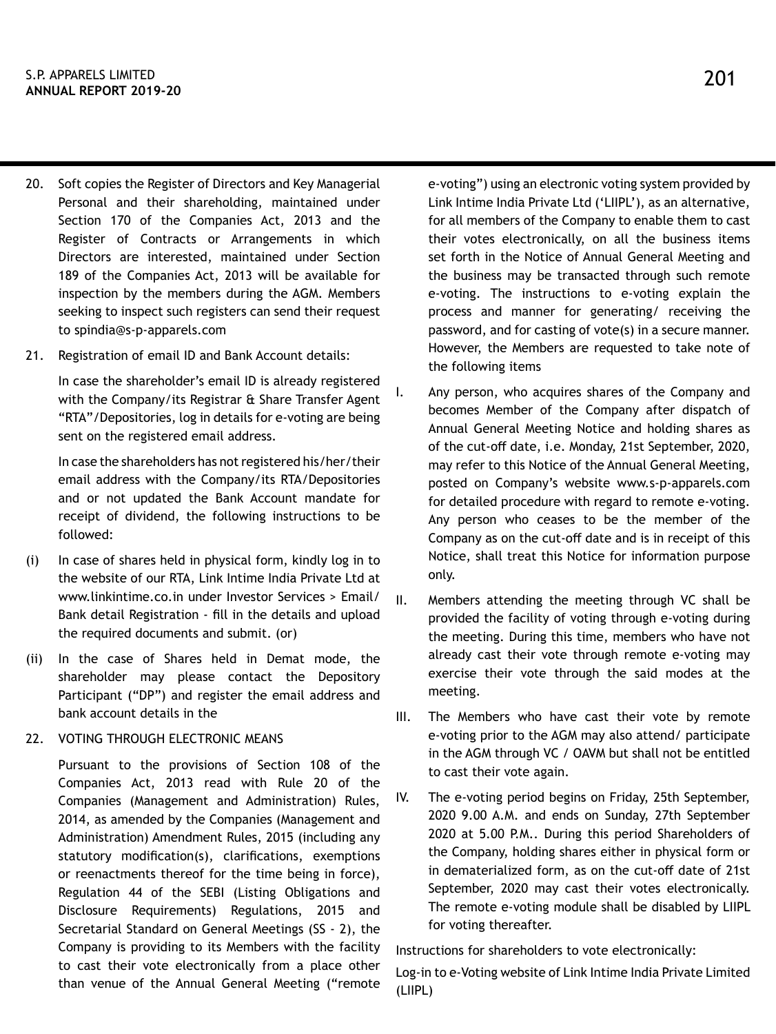20. Soft copies the Register of Directors and Key Managerial Personal and their shareholding, maintained under Section 170 of the Companies Act, 2013 and the Register of Contracts or Arrangements in which Directors are interested, maintained under Section 189 of the Companies Act, 2013 will be available for inspection by the members during the AGM. Members seeking to inspect such registers can send their request to spindia@s-p-apparels.com

21. Registration of email ID and Bank Account details:

    In case the shareholder's email ID is already registered with the Company/its Registrar & Share Transfer Agent "RTA"/Depositories, log in details for e-voting are being sent on the registered email address.

    In case the shareholders has not registered his/her/their email address with the Company/its RTA/Depositories and or not updated the Bank Account mandate for receipt of dividend, the following instructions to be followed:

(i) In case of shares held in physical form, kindly log in to the website of our RTA, Link Intime India Private Ltd at www.linkintime.co.in under Investor Services > Email/ Bank detail Registration - fill in the details and upload the required documents and submit. (or)

(ii) In the case of Shares held in Demat mode, the shareholder may please contact the Depository Participant ("DP") and register the email address and bank account details in the

22. VOTING THROUGH ELECTRONIC MEANS

    Pursuant to the provisions of Section 108 of the Companies Act, 2013 read with Rule 20 of the Companies (Management and Administration) Rules, 2014, as amended by the Companies (Management and Administration) Amendment Rules, 2015 (including any statutory modification(s), clarifications, exemptions or reenactments thereof for the time being in force), Regulation 44 of the SEBI (Listing Obligations and Disclosure Requirements) Regulations, 2015 and Secretarial Standard on General Meetings (SS - 2), the Company is providing to its Members with the facility to cast their vote electronically from a place other than venue of the Annual General Meeting ("remote e-voting") using an electronic voting system provided by Link Intime India Private Ltd ('LIIPL'), as an alternative, for all members of the Company to enable them to cast their votes electronically, on all the business items set forth in the Notice of Annual General Meeting and the business may be transacted through such remote e-voting. The instructions to e-voting explain the process and manner for generating/ receiving the password, and for casting of vote(s) in a secure manner. However, the Members are requested to take note of the following items

I. Any person, who acquires shares of the Company and becomes Member of the Company after dispatch of Annual General Meeting Notice and holding shares as of the cut-off date, i.e. Monday, 21st September, 2020, may refer to this Notice of the Annual General Meeting, posted on Company's website www.s-p-apparels.com for detailed procedure with regard to remote e-voting. Any person who ceases to be the member of the Company as on the cut-off date and is in receipt of this Notice, shall treat this Notice for information purpose only.

II. Members attending the meeting through VC shall be provided the facility of voting through e-voting during the meeting. During this time, members who have not already cast their vote through remote e-voting may exercise their vote through the said modes at the meeting.

III. The Members who have cast their vote by remote e-voting prior to the AGM may also attend/ participate in the AGM through VC / OAVM but shall not be entitled to cast their vote again.

IV. The e-voting period begins on Friday, 25th September, 2020 9.00 A.M. and ends on Sunday, 27th September 2020 at 5.00 P.M.. During this period Shareholders of the Company, holding shares either in physical form or in dematerialized form, as on the cut-off date of 21st September, 2020 may cast their votes electronically. The remote e-voting module shall be disabled by LIIPL for voting thereafter.

Instructions for shareholders to vote electronically:

Log-in to e-Voting website of Link Intime India Private Limited (LIIPL)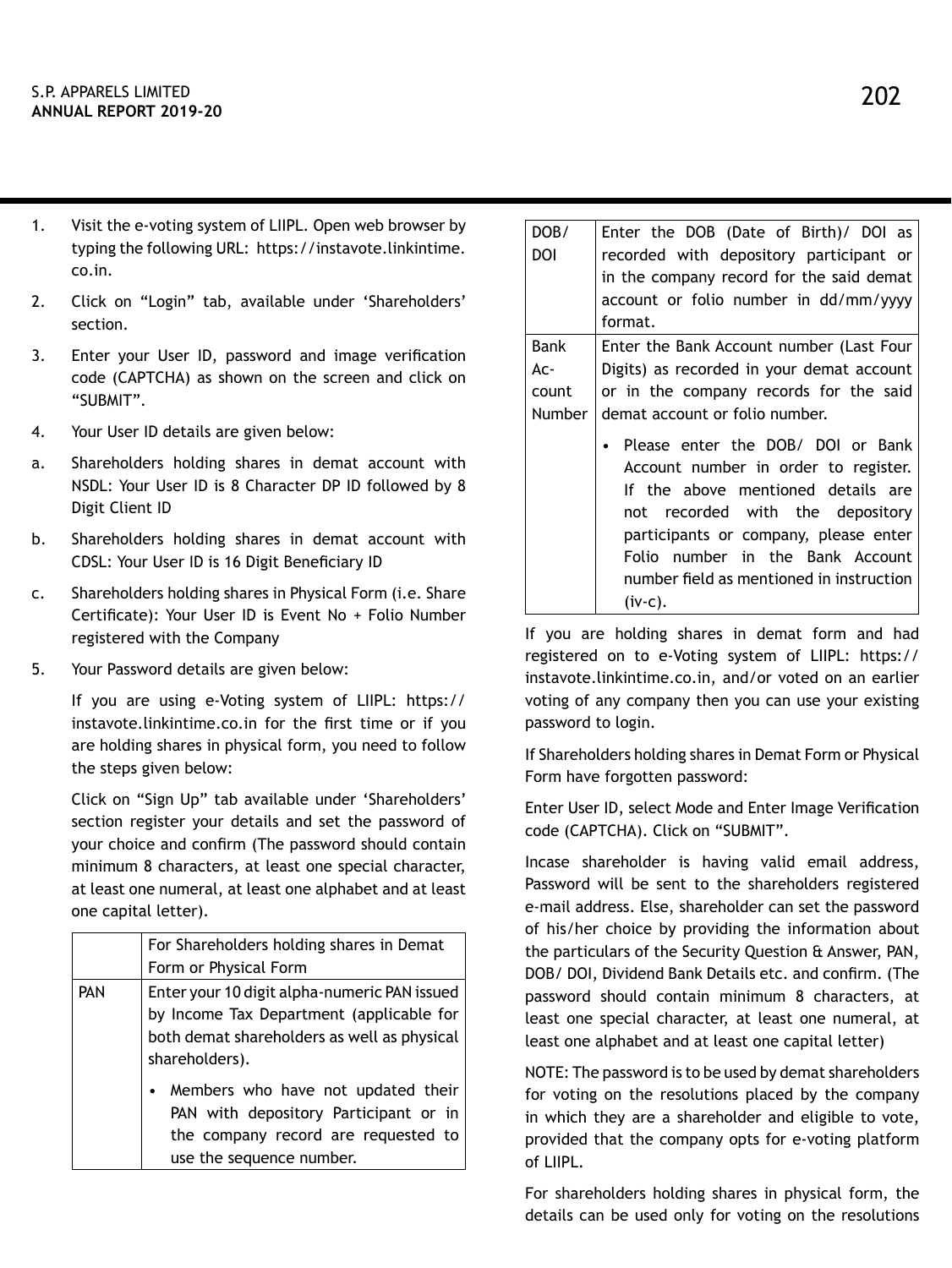1. Visit the e-voting system of LIIPL. Open web browser by typing the following URL: https://instavote.linkintime.co.in.

2. Click on "Login" tab, available under 'Shareholders' section.

3. Enter your User ID, password and image verification code (CAPTCHA) as shown on the screen and click on "SUBMIT".

4. Your User ID details are given below:

a. Shareholders holding shares in demat account with NSDL: Your User ID is 8 Character DP ID followed by 8 Digit Client ID

b. Shareholders holding shares in demat account with CDSL: Your User ID is 16 Digit Beneficiary ID

c. Shareholders holding shares in Physical Form (i.e. Share Certificate): Your User ID is Event No + Folio Number registered with the Company

5. Your Password details are given below:

   If you are using e-Voting system of LIIPL: https://instavote.linkintime.co.in for the first time or if you are holding shares in physical form, you need to follow the steps given below:

   Click on "Sign Up" tab available under 'Shareholders' section register your details and set the password of your choice and confirm (The password should contain minimum 8 characters, at least one special character, at least one numeral, at least one alphabet and at least one capital letter).

| | For Shareholders holding shares in Demat Form or Physical Form |
|---|---|
| PAN | Enter your 10 digit alpha-numeric PAN issued by Income Tax Department (applicable for both demat shareholders as well as physical shareholders).<br>• Members who have not updated their PAN with depository Participant or in the company record are requested to use the sequence number. |
| DOB/ DOI | Enter the DOB (Date of Birth)/ DOI as recorded with depository participant or in the company record for the said demat account or folio number in dd/mm/yyyy format. |
| Bank Account Number | Enter the Bank Account number (Last Four Digits) as recorded in your demat account or in the company records for the said demat account or folio number.<br>• Please enter the DOB/ DOI or Bank Account number in order to register. If the above mentioned details are not recorded with the depository participants or company, please enter Folio number in the Bank Account number field as mentioned in instruction (iv-c). |

If you are holding shares in demat form and had registered on to e-Voting system of LIIPL: https://instavote.linkintime.co.in, and/or voted on an earlier voting of any company then you can use your existing password to login.

If Shareholders holding shares in Demat Form or Physical Form have forgotten password:

Enter User ID, select Mode and Enter Image Verification code (CAPTCHA). Click on "SUBMIT".

Incase shareholder is having valid email address, Password will be sent to the shareholders registered e-mail address. Else, shareholder can set the password of his/her choice by providing the information about the particulars of the Security Question & Answer, PAN, DOB/ DOI, Dividend Bank Details etc. and confirm. (The password should contain minimum 8 characters, at least one special character, at least one numeral, at least one alphabet and at least one capital letter)

NOTE: The password is to be used by demat shareholders for voting on the resolutions placed by the company in which they are a shareholder and eligible to vote, provided that the company opts for e-voting platform of LIIPL.

For shareholders holding shares in physical form, the details can be used only for voting on the resolutions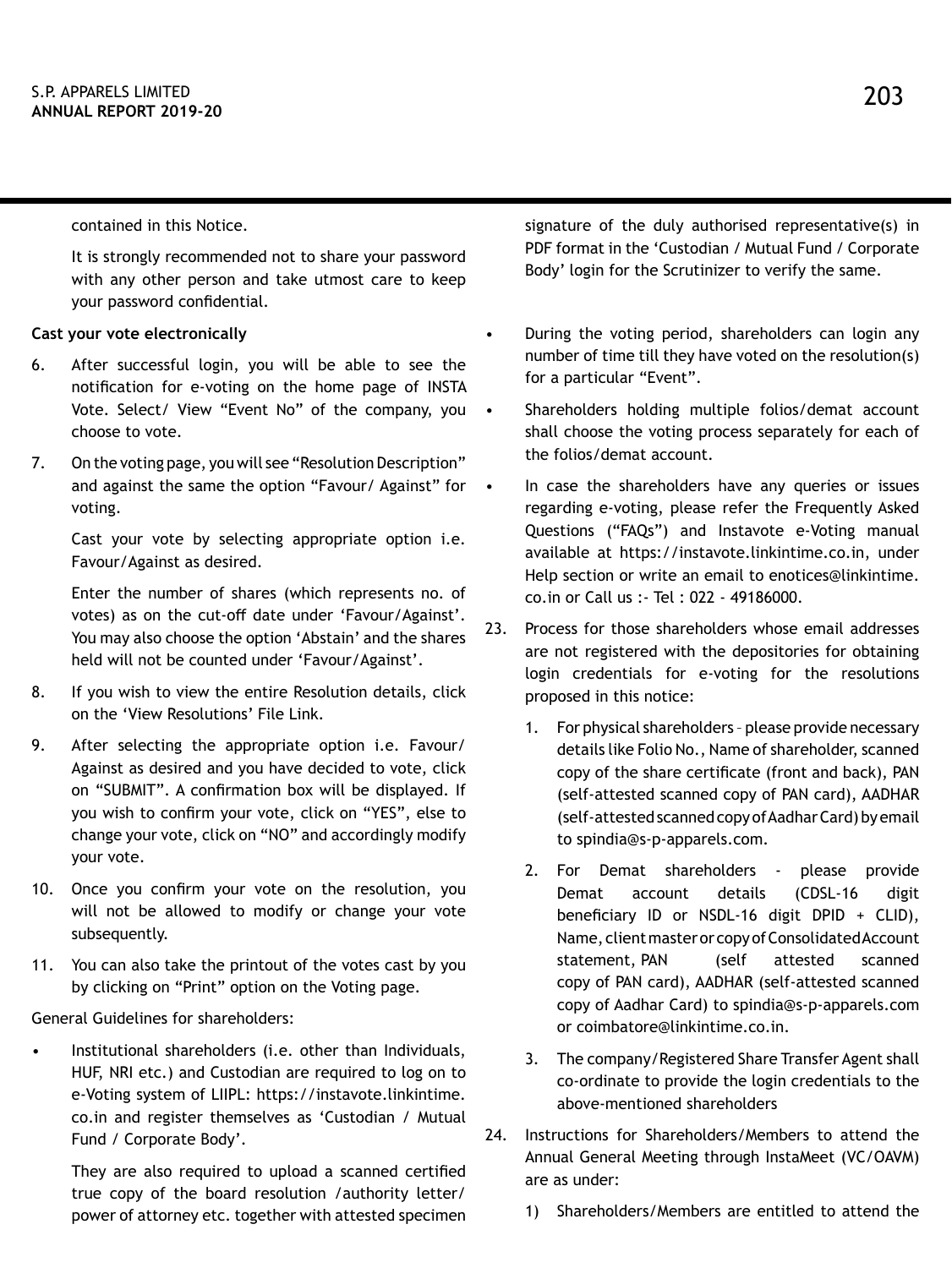contained in this Notice.

It is strongly recommended not to share your password with any other person and take utmost care to keep your password confidential.

**Cast your vote electronically**

6. After successful login, you will be able to see the notification for e-voting on the home page of INSTA Vote. Select/ View "Event No" of the company, you choose to vote.

7. On the voting page, you will see "Resolution Description" and against the same the option "Favour/ Against" for voting.

   Cast your vote by selecting appropriate option i.e. Favour/Against as desired.

   Enter the number of shares (which represents no. of votes) as on the cut-off date under 'Favour/Against'. You may also choose the option 'Abstain' and the shares held will not be counted under 'Favour/Against'.

8. If you wish to view the entire Resolution details, click on the 'View Resolutions' File Link.

9. After selecting the appropriate option i.e. Favour/ Against as desired and you have decided to vote, click on "SUBMIT". A confirmation box will be displayed. If you wish to confirm your vote, click on "YES", else to change your vote, click on "NO" and accordingly modify your vote.

10. Once you confirm your vote on the resolution, you will not be allowed to modify or change your vote subsequently.

11. You can also take the printout of the votes cast by you by clicking on "Print" option on the Voting page.

General Guidelines for shareholders:

- Institutional shareholders (i.e. other than Individuals, HUF, NRI etc.) and Custodian are required to log on to e-Voting system of LIIPL: https://instavote.linkintime.co.in and register themselves as 'Custodian / Mutual Fund / Corporate Body'.

  They are also required to upload a scanned certified true copy of the board resolution /authority letter/ power of attorney etc. together with attested specimen signature of the duly authorised representative(s) in PDF format in the 'Custodian / Mutual Fund / Corporate Body' login for the Scrutinizer to verify the same.

- During the voting period, shareholders can login any number of time till they have voted on the resolution(s) for a particular "Event".

- Shareholders holding multiple folios/demat account shall choose the voting process separately for each of the folios/demat account.

- In case the shareholders have any queries or issues regarding e-voting, please refer the Frequently Asked Questions ("FAQs") and Instavote e-Voting manual available at https://instavote.linkintime.co.in, under Help section or write an email to enotices@linkintime.co.in or Call us :- Tel : 022 - 49186000.

23. Process for those shareholders whose email addresses are not registered with the depositories for obtaining login credentials for e-voting for the resolutions proposed in this notice:

    1. For physical shareholders – please provide necessary details like Folio No., Name of shareholder, scanned copy of the share certificate (front and back), PAN (self-attested scanned copy of PAN card), AADHAR (self-attested scanned copy of Aadhar Card) by email to spindia@s-p-apparels.com.

    2. For Demat shareholders - please provide Demat account details (CDSL-16 digit beneficiary ID or NSDL-16 digit DPID + CLID), Name, client master or copy of Consolidated Account statement, PAN (self attested scanned copy of PAN card), AADHAR (self-attested scanned copy of Aadhar Card) to spindia@s-p-apparels.com or coimbatore@linkintime.co.in.

    3. The company/Registered Share Transfer Agent shall co-ordinate to provide the login credentials to the above-mentioned shareholders

24. Instructions for Shareholders/Members to attend the Annual General Meeting through InstaMeet (VC/OAVM) are as under:

    1) Shareholders/Members are entitled to attend the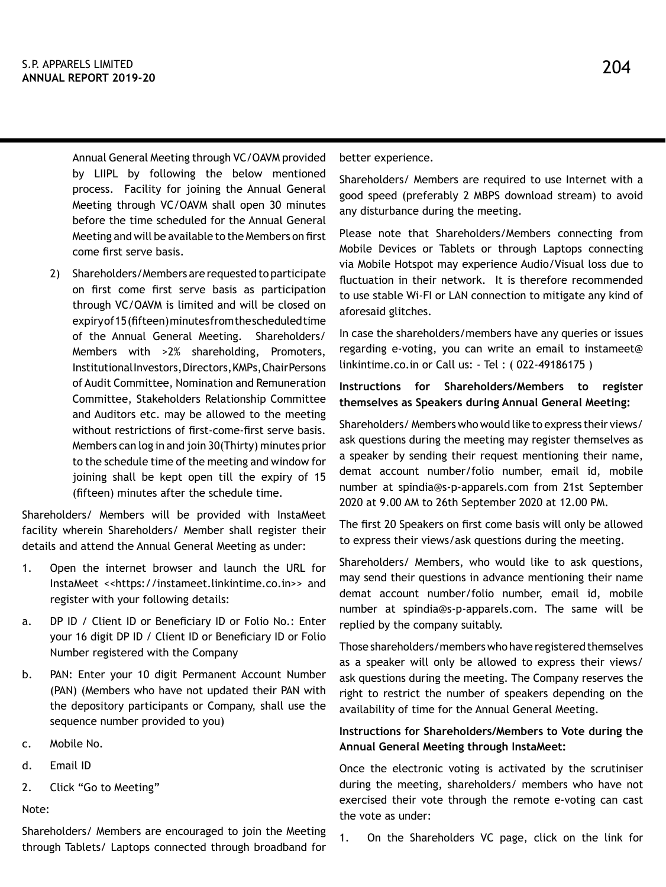Annual General Meeting through VC/OAVM provided by LIIPL by following the below mentioned process. Facility for joining the Annual General Meeting through VC/OAVM shall open 30 minutes before the time scheduled for the Annual General Meeting and will be available to the Members on first come first serve basis.

2) Shareholders/Members are requested to participate on first come first serve basis as participation through VC/OAVM is limited and will be closed on expiry of 15 (fifteen) minutes from the scheduled time of the Annual General Meeting. Shareholders/ Members with >2% shareholding, Promoters, Institutional Investors, Directors, KMPs, Chair Persons of Audit Committee, Nomination and Remuneration Committee, Stakeholders Relationship Committee and Auditors etc. may be allowed to the meeting without restrictions of first-come-first serve basis. Members can log in and join 30(Thirty) minutes prior to the schedule time of the meeting and window for joining shall be kept open till the expiry of 15 (fifteen) minutes after the schedule time.

Shareholders/ Members will be provided with InstaMeet facility wherein Shareholders/ Member shall register their details and attend the Annual General Meeting as under:

1. Open the internet browser and launch the URL for InstaMeet <<https://instameet.linkintime.co.in>> and register with your following details:

a. DP ID / Client ID or Beneficiary ID or Folio No.: Enter your 16 digit DP ID / Client ID or Beneficiary ID or Folio Number registered with the Company

b. PAN: Enter your 10 digit Permanent Account Number (PAN) (Members who have not updated their PAN with the depository participants or Company, shall use the sequence number provided to you)

c. Mobile No.

d. Email ID

2. Click "Go to Meeting"

Note:

Shareholders/ Members are encouraged to join the Meeting through Tablets/ Laptops connected through broadband for better experience.

Shareholders/ Members are required to use Internet with a good speed (preferably 2 MBPS download stream) to avoid any disturbance during the meeting.

Please note that Shareholders/Members connecting from Mobile Devices or Tablets or through Laptops connecting via Mobile Hotspot may experience Audio/Visual loss due to fluctuation in their network. It is therefore recommended to use stable Wi-FI or LAN connection to mitigate any kind of aforesaid glitches.

In case the shareholders/members have any queries or issues regarding e-voting, you can write an email to instameet@linkintime.co.in or Call us: - Tel : ( 022-49186175 )

**Instructions for Shareholders/Members to register themselves as Speakers during Annual General Meeting:**

Shareholders/ Members who would like to express their views/ ask questions during the meeting may register themselves as a speaker by sending their request mentioning their name, demat account number/folio number, email id, mobile number at spindia@s-p-apparels.com from 21st September 2020 at 9.00 AM to 26th September 2020 at 12.00 PM.

The first 20 Speakers on first come basis will only be allowed to express their views/ask questions during the meeting.

Shareholders/ Members, who would like to ask questions, may send their questions in advance mentioning their name demat account number/folio number, email id, mobile number at spindia@s-p-apparels.com. The same will be replied by the company suitably.

Those shareholders/members who have registered themselves as a speaker will only be allowed to express their views/ ask questions during the meeting. The Company reserves the right to restrict the number of speakers depending on the availability of time for the Annual General Meeting.

**Instructions for Shareholders/Members to Vote during the Annual General Meeting through InstaMeet:**

Once the electronic voting is activated by the scrutiniser during the meeting, shareholders/ members who have not exercised their vote through the remote e-voting can cast the vote as under:

1. On the Shareholders VC page, click on the link for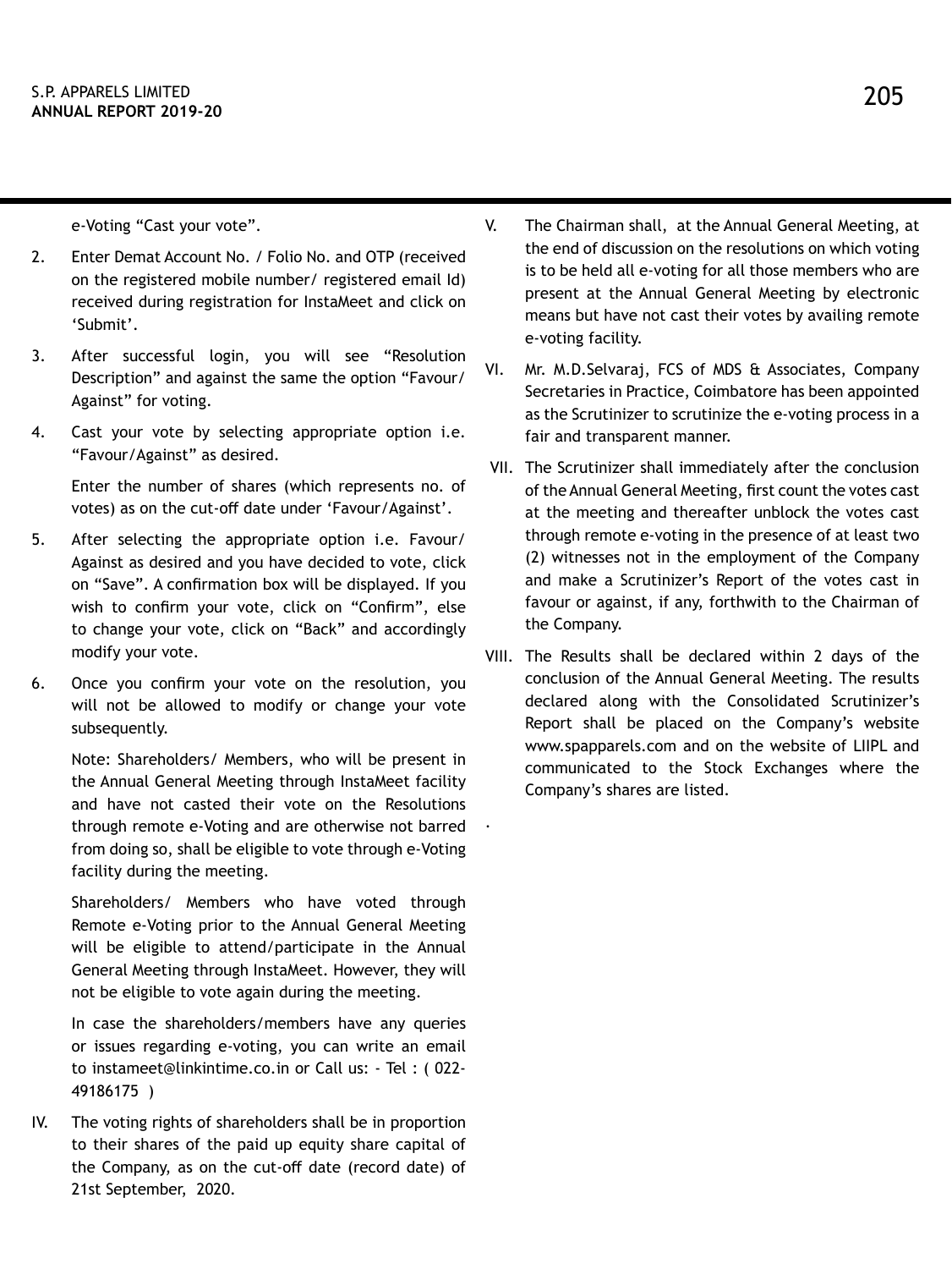e-Voting "Cast your vote".

2. Enter Demat Account No. / Folio No. and OTP (received on the registered mobile number/ registered email Id) received during registration for InstaMeet and click on 'Submit'.

3. After successful login, you will see "Resolution Description" and against the same the option "Favour/ Against" for voting.

4. Cast your vote by selecting appropriate option i.e. "Favour/Against" as desired.

   Enter the number of shares (which represents no. of votes) as on the cut-off date under 'Favour/Against'.

5. After selecting the appropriate option i.e. Favour/ Against as desired and you have decided to vote, click on "Save". A confirmation box will be displayed. If you wish to confirm your vote, click on "Confirm", else to change your vote, click on "Back" and accordingly modify your vote.

6. Once you confirm your vote on the resolution, you will not be allowed to modify or change your vote subsequently.

   Note: Shareholders/ Members, who will be present in the Annual General Meeting through InstaMeet facility and have not casted their vote on the Resolutions through remote e-Voting and are otherwise not barred from doing so, shall be eligible to vote through e-Voting facility during the meeting.

   Shareholders/ Members who have voted through Remote e-Voting prior to the Annual General Meeting will be eligible to attend/participate in the Annual General Meeting through InstaMeet. However, they will not be eligible to vote again during the meeting.

   In case the shareholders/members have any queries or issues regarding e-voting, you can write an email to instameet@linkintime.co.in or Call us: - Tel : ( 022-49186175 )

IV. The voting rights of shareholders shall be in proportion to their shares of the paid up equity share capital of the Company, as on the cut-off date (record date) of 21st September, 2020.

V. The Chairman shall, at the Annual General Meeting, at the end of discussion on the resolutions on which voting is to be held all e-voting for all those members who are present at the Annual General Meeting by electronic means but have not cast their votes by availing remote e-voting facility.

VI. Mr. M.D.Selvaraj, FCS of MDS & Associates, Company Secretaries in Practice, Coimbatore has been appointed as the Scrutinizer to scrutinize the e-voting process in a fair and transparent manner.

VII. The Scrutinizer shall immediately after the conclusion of the Annual General Meeting, first count the votes cast at the meeting and thereafter unblock the votes cast through remote e-voting in the presence of at least two (2) witnesses not in the employment of the Company and make a Scrutinizer's Report of the votes cast in favour or against, if any, forthwith to the Chairman of the Company.

VIII. The Results shall be declared within 2 days of the conclusion of the Annual General Meeting. The results declared along with the Consolidated Scrutinizer's Report shall be placed on the Company's website www.spapparels.com and on the website of LIIPL and communicated to the Stock Exchanges where the Company's shares are listed.